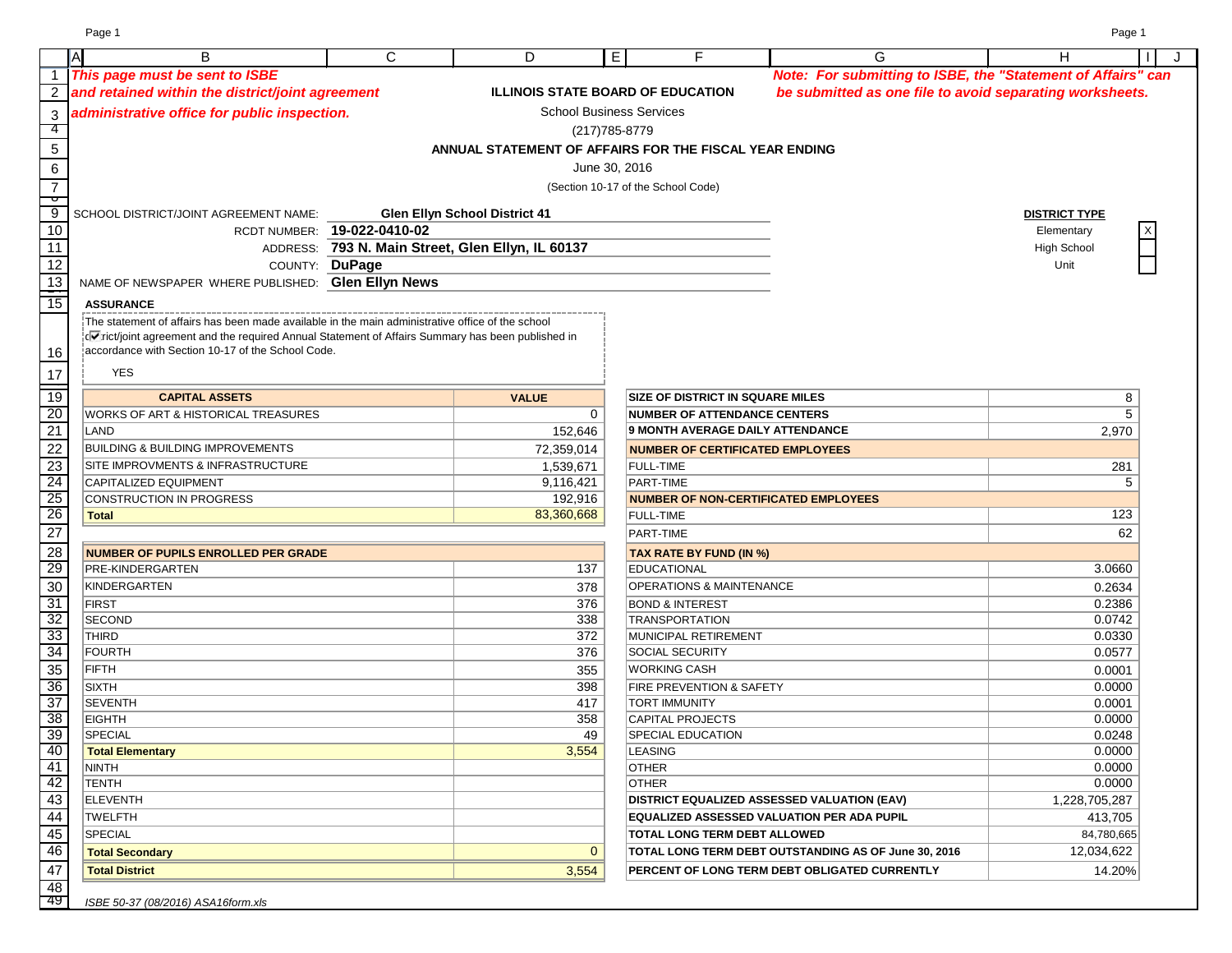*This page must be sent to ISBE and retained within the district/joint agreement administrative office for public inspection.*

*Note: For submitting to ISBE, the "Statement of Affairs" can be submitted as one file to avoid separating worksheets.*

**ILLINOIS STATE BOARD OF EDUCATION**

School Business Services

(217)785-8779

**ANNUAL STATEMENT OF AFFAIRS FOR THE FISCAL YEAR ENDING**

June 30, 2016

(Section 10-17 of the School Code)

SCHOOL DISTRICT/JOINT AGREEMENT NAME: **Glen Ellyn School District 41**

RCDT NUMBER: **19-022-0410-02**

ADDRESS: **793 N. Main Street, Glen Ellyn, IL 60137**

COUNTY: **DuPage**

NAME OF NEWSPAPER WHERE PUBLISHED: **Glen Ellyn News**

| **DISTRICT TYPE** | |
|---|---|
| Elementary | X |
| High School | |
| Unit | |

**ASSURANCE**

☑ The statement of affairs has been made available in the main administrative office of the school district/joint agreement and the required Annual Statement of Affairs Summary has been published in accordance with Section 10-17 of the School Code.

YES

| CAPITAL ASSETS | VALUE |
|---|---|
| WORKS OF ART & HISTORICAL TREASURES | 0 |
| LAND | 152,646 |
| BUILDING & BUILDING IMPROVEMENTS | 72,359,014 |
| SITE IMPROVMENTS & INFRASTRUCTURE | 1,539,671 |
| CAPITALIZED EQUIPMENT | 9,116,421 |
| CONSTRUCTION IN PROGRESS | 192,916 |
| **Total** | 83,360,668 |

| **NUMBER OF PUPILS ENROLLED PER GRADE** | |
|---|---|
| PRE-KINDERGARTEN | 137 |
| KINDERGARTEN | 378 |
| FIRST | 376 |
| SECOND | 338 |
| THIRD | 372 |
| FOURTH | 376 |
| FIFTH | 355 |
| SIXTH | 398 |
| SEVENTH | 417 |
| EIGHTH | 358 |
| SPECIAL | 49 |
| **Total Elementary** | 3,554 |
| NINTH | |
| TENTH | |
| ELEVENTH | |
| TWELFTH | |
| SPECIAL | |
| **Total Secondary** | 0 |
| **Total District** | 3,554 |

| | |
|---|---|
| **SIZE OF DISTRICT IN SQUARE MILES** | 8 |
| **NUMBER OF ATTENDANCE CENTERS** | 5 |
| **9 MONTH AVERAGE DAILY ATTENDANCE** | 2,970 |
| **NUMBER OF CERTIFICATED EMPLOYEES** | |
| FULL-TIME | 281 |
| PART-TIME | 5 |
| **NUMBER OF NON-CERTIFICATED EMPLOYEES** | |
| FULL-TIME | 123 |
| PART-TIME | 62 |
| **TAX RATE BY FUND (IN %)** | |
| EDUCATIONAL | 3.0660 |
| OPERATIONS & MAINTENANCE | 0.2634 |
| BOND & INTEREST | 0.2386 |
| TRANSPORTATION | 0.0742 |
| MUNICIPAL RETIREMENT | 0.0330 |
| SOCIAL SECURITY | 0.0577 |
| WORKING CASH | 0.0001 |
| FIRE PREVENTION & SAFETY | 0.0000 |
| TORT IMMUNITY | 0.0001 |
| CAPITAL PROJECTS | 0.0000 |
| SPECIAL EDUCATION | 0.0248 |
| LEASING | 0.0000 |
| OTHER | 0.0000 |
| OTHER | 0.0000 |
| **DISTRICT EQUALIZED ASSESSED VALUATION (EAV)** | 1,228,705,287 |
| **EQUALIZED ASSESSED VALUATION PER ADA PUPIL** | 413,705 |
| **TOTAL LONG TERM DEBT ALLOWED** | 84,780,665 |
| **TOTAL LONG TERM DEBT OUTSTANDING AS OF June 30, 2016** | 12,034,622 |
| **PERCENT OF LONG TERM DEBT OBLIGATED CURRENTLY** | 14.20% |

*ISBE 50-37 (08/2016) ASA16form.xls*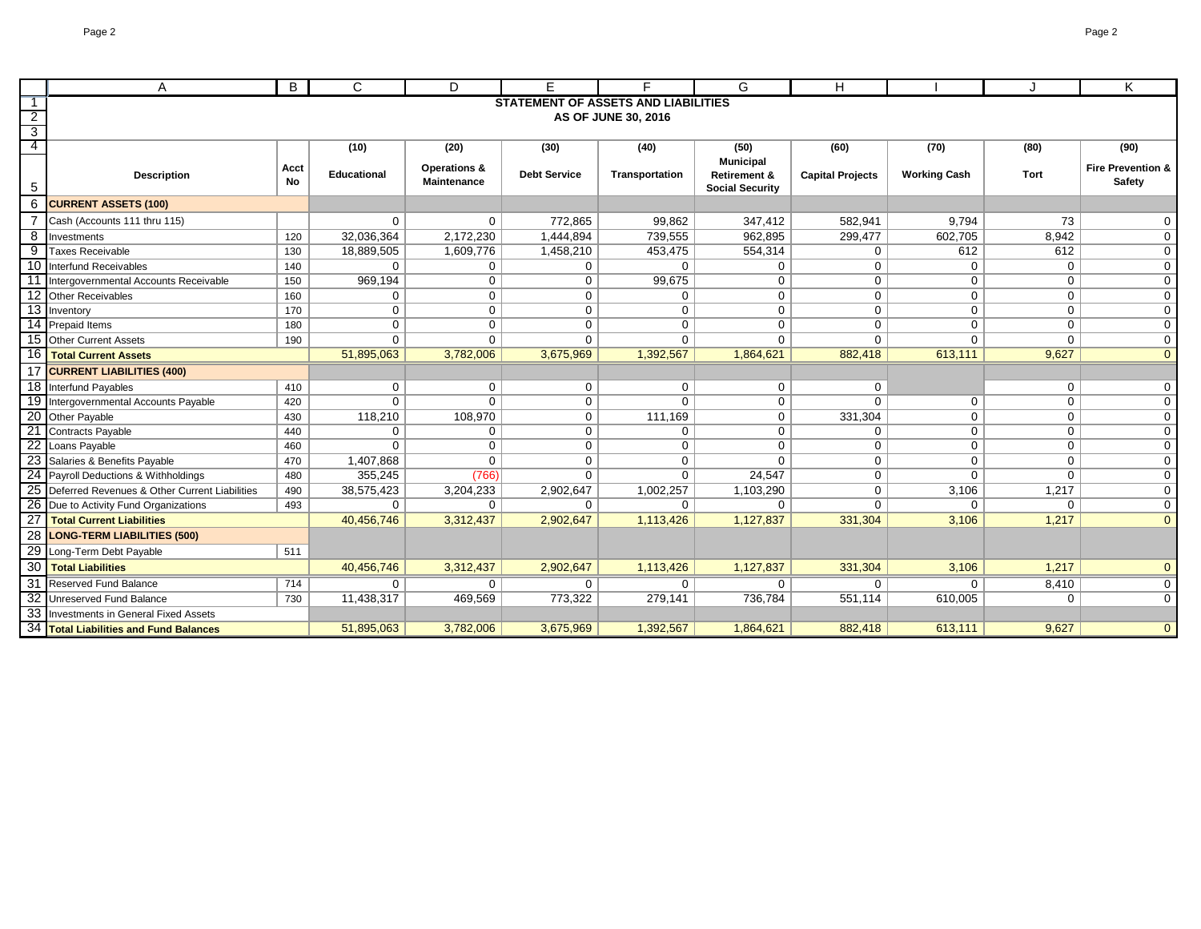## STATEMENT OF ASSETS AND LIABILITIES
### AS OF JUNE 30, 2016

| Description | Acct No | (10) Educational | (20) Operations & Maintenance | (30) Debt Service | (40) Transportation | (50) Municipal Retirement & Social Security | (60) Capital Projects | (70) Working Cash | (80) Tort | (90) Fire Prevention & Safety |
|---|---|---|---|---|---|---|---|---|---|---|
| **CURRENT ASSETS (100)** | | | | | | | | | | |
| Cash (Accounts 111 thru 115) | | 0 | 0 | 772,865 | 99,862 | 347,412 | 582,941 | 9,794 | 73 | 0 |
| Investments | 120 | 32,036,364 | 2,172,230 | 1,444,894 | 739,555 | 962,895 | 299,477 | 602,705 | 8,942 | 0 |
| Taxes Receivable | 130 | 18,889,505 | 1,609,776 | 1,458,210 | 453,475 | 554,314 | 0 | 612 | 612 | 0 |
| Interfund Receivables | 140 | 0 | 0 | 0 | 0 | 0 | 0 | 0 | 0 | 0 |
| Intergovernmental Accounts Receivable | 150 | 969,194 | 0 | 0 | 99,675 | 0 | 0 | 0 | 0 | 0 |
| Other Receivables | 160 | 0 | 0 | 0 | 0 | 0 | 0 | 0 | 0 | 0 |
| Inventory | 170 | 0 | 0 | 0 | 0 | 0 | 0 | 0 | 0 | 0 |
| Prepaid Items | 180 | 0 | 0 | 0 | 0 | 0 | 0 | 0 | 0 | 0 |
| Other Current Assets | 190 | 0 | 0 | 0 | 0 | 0 | 0 | 0 | 0 | 0 |
| **Total Current Assets** | | 51,895,063 | 3,782,006 | 3,675,969 | 1,392,567 | 1,864,621 | 882,418 | 613,111 | 9,627 | 0 |
| **CURRENT LIABILITIES (400)** | | | | | | | | | | |
| Interfund Payables | 410 | 0 | 0 | 0 | 0 | 0 | 0 | | 0 | 0 |
| Intergovernmental Accounts Payable | 420 | 0 | 0 | 0 | 0 | 0 | 0 | 0 | 0 | 0 |
| Other Payable | 430 | 118,210 | 108,970 | 0 | 111,169 | 0 | 331,304 | 0 | 0 | 0 |
| Contracts Payable | 440 | 0 | 0 | 0 | 0 | 0 | 0 | 0 | 0 | 0 |
| Loans Payable | 460 | 0 | 0 | 0 | 0 | 0 | 0 | 0 | 0 | 0 |
| Salaries & Benefits Payable | 470 | 1,407,868 | 0 | 0 | 0 | 0 | 0 | 0 | 0 | 0 |
| Payroll Deductions & Withholdings | 480 | 355,245 | (766) | 0 | 0 | 24,547 | 0 | 0 | 0 | 0 |
| Deferred Revenues & Other Current Liabilities | 490 | 38,575,423 | 3,204,233 | 2,902,647 | 1,002,257 | 1,103,290 | 0 | 3,106 | 1,217 | 0 |
| Due to Activity Fund Organizations | 493 | 0 | 0 | 0 | 0 | 0 | 0 | 0 | 0 | 0 |
| **Total Current Liabilities** | | 40,456,746 | 3,312,437 | 2,902,647 | 1,113,426 | 1,127,837 | 331,304 | 3,106 | 1,217 | 0 |
| **LONG-TERM LIABILITIES (500)** | | | | | | | | | | |
| Long-Term Debt Payable | 511 | | | | | | | | | |
| **Total Liabilities** | | 40,456,746 | 3,312,437 | 2,902,647 | 1,113,426 | 1,127,837 | 331,304 | 3,106 | 1,217 | 0 |
| Reserved Fund Balance | 714 | 0 | 0 | 0 | 0 | 0 | 0 | 0 | 8,410 | 0 |
| Unreserved Fund Balance | 730 | 11,438,317 | 469,569 | 773,322 | 279,141 | 736,784 | 551,114 | 610,005 | 0 | 0 |
| Investments in General Fixed Assets | | | | | | | | | | |
| **Total Liabilities and Fund Balances** | | 51,895,063 | 3,782,006 | 3,675,969 | 1,392,567 | 1,864,621 | 882,418 | 613,111 | 9,627 | 0 |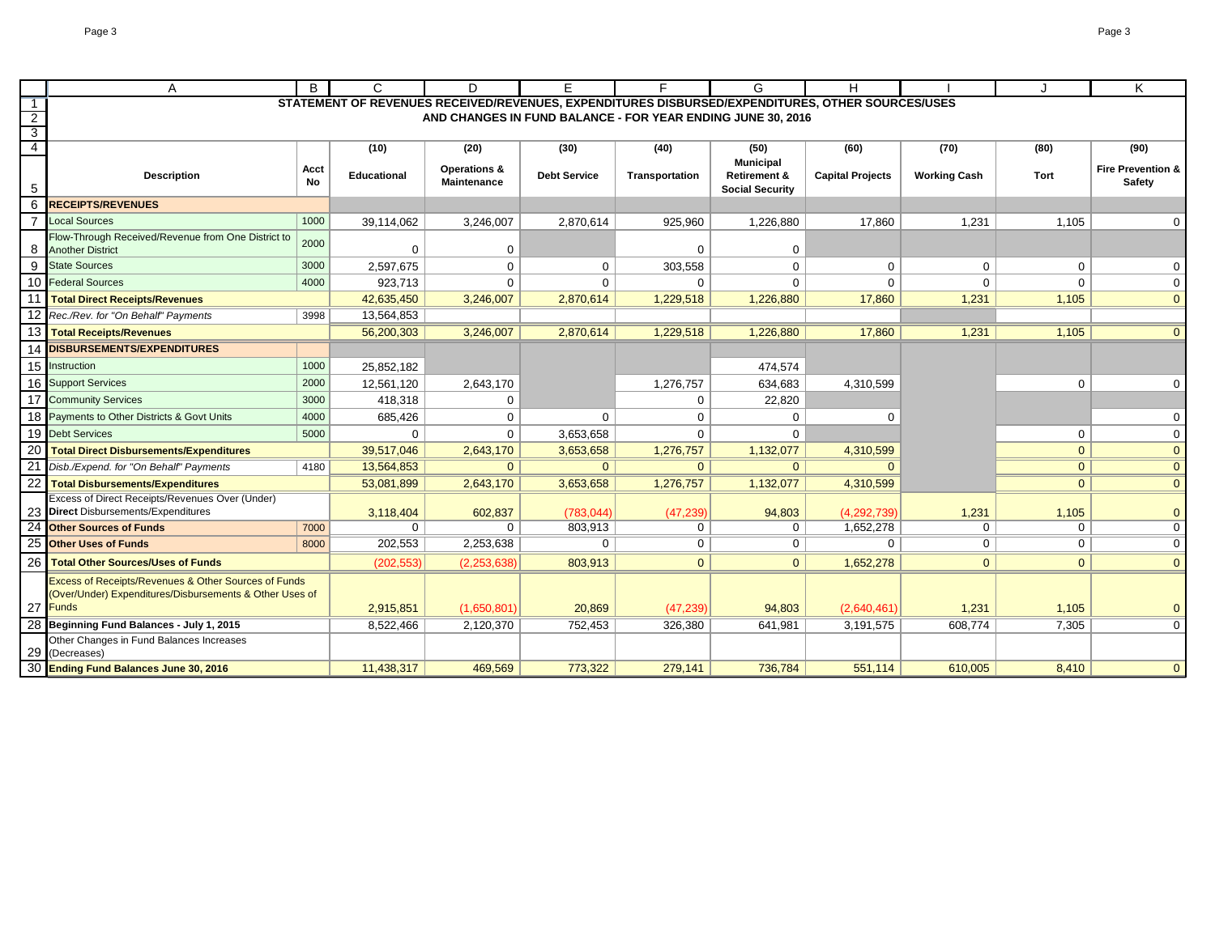## STATEMENT OF REVENUES RECEIVED/REVENUES, EXPENDITURES DISBURSED/EXPENDITURES, OTHER SOURCES/USES AND CHANGES IN FUND BALANCE - FOR YEAR ENDING JUNE 30, 2016

| Description | Acct No | (10) Educational | (20) Operations & Maintenance | (30) Debt Service | (40) Transportation | (50) Municipal Retirement & Social Security | (60) Capital Projects | (70) Working Cash | (80) Tort | (90) Fire Prevention & Safety |
|---|---|---|---|---|---|---|---|---|---|---|
| **RECEIPTS/REVENUES** | | | | | | | | | | |
| Local Sources | 1000 | 39,114,062 | 3,246,007 | 2,870,614 | 925,960 | 1,226,880 | 17,860 | 1,231 | 1,105 | 0 |
| Flow-Through Received/Revenue from One District to Another District | 2000 | 0 | 0 | | 0 | 0 | | | | |
| State Sources | 3000 | 2,597,675 | 0 | 0 | 303,558 | 0 | 0 | 0 | 0 | 0 |
| Federal Sources | 4000 | 923,713 | 0 | 0 | 0 | 0 | 0 | 0 | 0 | 0 |
| **Total Direct Receipts/Revenues** | | 42,635,450 | 3,246,007 | 2,870,614 | 1,229,518 | 1,226,880 | 17,860 | 1,231 | 1,105 | 0 |
| *Rec./Rev. for "On Behalf" Payments* | 3998 | 13,564,853 | | | | | | | | |
| **Total Receipts/Revenues** | | 56,200,303 | 3,246,007 | 2,870,614 | 1,229,518 | 1,226,880 | 17,860 | 1,231 | 1,105 | 0 |
| **DISBURSEMENTS/EXPENDITURES** | | | | | | | | | | |
| Instruction | 1000 | 25,852,182 | | | | 474,574 | | | | |
| Support Services | 2000 | 12,561,120 | 2,643,170 | | 1,276,757 | 634,683 | 4,310,599 | | 0 | 0 |
| Community Services | 3000 | 418,318 | 0 | | 0 | 22,820 | | | | |
| Payments to Other Districts & Govt Units | 4000 | 685,426 | 0 | 0 | 0 | 0 | 0 | | | 0 |
| Debt Services | 5000 | 0 | 0 | 3,653,658 | 0 | 0 | | | 0 | 0 |
| **Total Direct Disbursements/Expenditures** | | 39,517,046 | 2,643,170 | 3,653,658 | 1,276,757 | 1,132,077 | 4,310,599 | | 0 | 0 |
| *Disb./Expend. for "On Behalf" Payments* | 4180 | 13,564,853 | 0 | 0 | 0 | 0 | 0 | | 0 | 0 |
| **Total Disbursements/Expenditures** | | 53,081,899 | 2,643,170 | 3,653,658 | 1,276,757 | 1,132,077 | 4,310,599 | | 0 | 0 |
| Excess of Direct Receipts/Revenues Over (Under) **Direct** Disbursements/Expenditures | | 3,118,404 | 602,837 | (783,044) | (47,239) | 94,803 | (4,292,739) | 1,231 | 1,105 | 0 |
| **Other Sources of Funds** | 7000 | 0 | 0 | 803,913 | 0 | 0 | 1,652,278 | 0 | 0 | 0 |
| **Other Uses of Funds** | 8000 | 202,553 | 2,253,638 | 0 | 0 | 0 | 0 | 0 | 0 | 0 |
| **Total Other Sources/Uses of Funds** | | (202,553) | (2,253,638) | 803,913 | 0 | 0 | 1,652,278 | 0 | 0 | 0 |
| Excess of Receipts/Revenues & Other Sources of Funds (Over/Under) Expenditures/Disbursements & Other Uses of Funds | | 2,915,851 | (1,650,801) | 20,869 | (47,239) | 94,803 | (2,640,461) | 1,231 | 1,105 | 0 |
| **Beginning Fund Balances - July 1, 2015** | | 8,522,466 | 2,120,370 | 752,453 | 326,380 | 641,981 | 3,191,575 | 608,774 | 7,305 | 0 |
| Other Changes in Fund Balances Increases (Decreases) | | | | | | | | | | |
| **Ending Fund Balances June 30, 2016** | | 11,438,317 | 469,569 | 773,322 | 279,141 | 736,784 | 551,114 | 610,005 | 8,410 | 0 |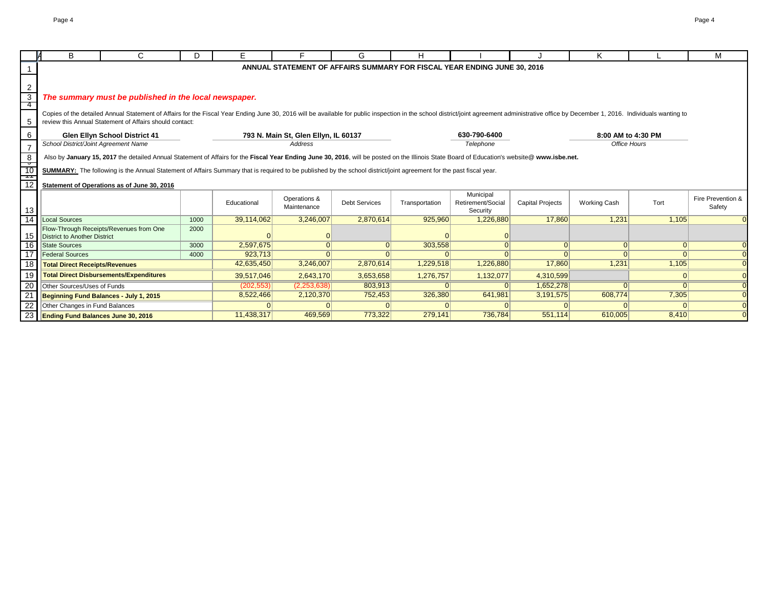# ANNUAL STATEMENT OF AFFAIRS SUMMARY FOR FISCAL YEAR ENDING JUNE 30, 2016

***The summary must be published in the local newspaper.***

Copies of the detailed Annual Statement of Affairs for the Fiscal Year Ending June 30, 2016 will be available for public inspection in the school district/joint agreement administrative office by December 1, 2016. Individuals wanting to review this Annual Statement of Affairs should contact:

| **Glen Ellyn School District 41** | **793 N. Main St, Glen Ellyn, IL 60137** | **630-790-6400** | **8:00 AM to 4:30 PM** |
|---|---|---|---|
| *School District/Joint Agreement Name* | *Address* | *Telephone* | *Office Hours* |

Also by **January 15, 2017** the detailed Annual Statement of Affairs for the **Fiscal Year Ending June 30, 2016**, will be posted on the Illinois State Board of Education's website@ **www.isbe.net.**

**SUMMARY:** The following is the Annual Statement of Affairs Summary that is required to be published by the school district/joint agreement for the past fiscal year.

**Statement of Operations as of June 30, 2016**

| | | Educational | Operations & Maintenance | Debt Services | Transportation | Municipal Retirement/Social Security | Capital Projects | Working Cash | Tort | Fire Prevention & Safety |
|---|---|---|---|---|---|---|---|---|---|---|
| Local Sources | 1000 | 39,114,062 | 3,246,007 | 2,870,614 | 925,960 | 1,226,880 | 17,860 | 1,231 | 1,105 | 0 |
| Flow-Through Receipts/Revenues from One District to Another District | 2000 | 0 | 0 | | 0 | 0 | | | | |
| State Sources | 3000 | 2,597,675 | 0 | 0 | 303,558 | 0 | 0 | 0 | 0 | 0 |
| Federal Sources | 4000 | 923,713 | 0 | 0 | 0 | 0 | 0 | 0 | 0 | 0 |
| **Total Direct Receipts/Revenues** | | 42,635,450 | 3,246,007 | 2,870,614 | 1,229,518 | 1,226,880 | 17,860 | 1,231 | 1,105 | 0 |
| **Total Direct Disbursements/Expenditures** | | 39,517,046 | 2,643,170 | 3,653,658 | 1,276,757 | 1,132,077 | 4,310,599 | | 0 | 0 |
| Other Sources/Uses of Funds | | (202,553) | (2,253,638) | 803,913 | 0 | 0 | 1,652,278 | 0 | 0 | 0 |
| **Beginning Fund Balances - July 1, 2015** | | 8,522,466 | 2,120,370 | 752,453 | 326,380 | 641,981 | 3,191,575 | 608,774 | 7,305 | 0 |
| Other Changes in Fund Balances | | 0 | 0 | 0 | 0 | 0 | 0 | 0 | 0 | 0 |
| **Ending Fund Balances June 30, 2016** | | 11,438,317 | 469,569 | 773,322 | 279,141 | 736,784 | 551,114 | 610,005 | 8,410 | 0 |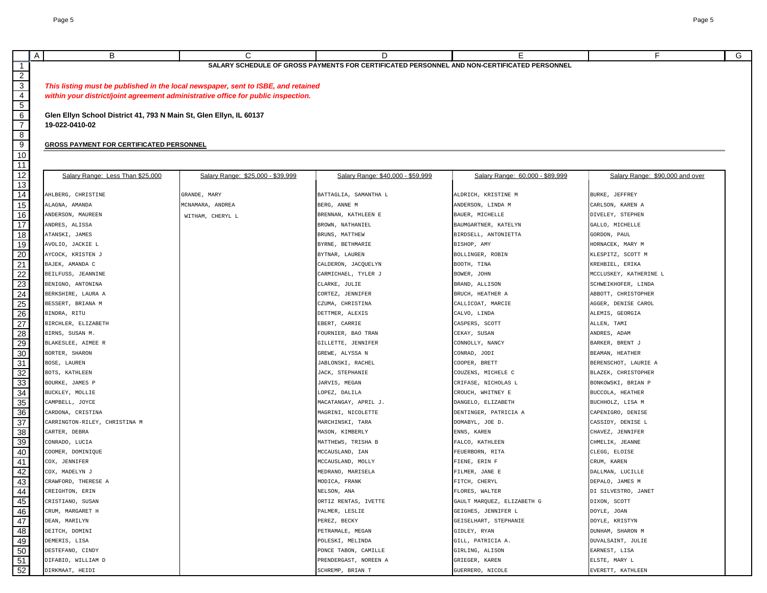**SALARY SCHEDULE OF GROSS PAYMENTS FOR CERTIFICATED PERSONNEL AND NON-CERTIFICATED PERSONNEL**

***This listing must be published in the local newspaper, sent to ISBE, and retained within your district/joint agreement administrative office for public inspection.***

**Glen Ellyn School District 41, 793 N Main St, Glen Ellyn, IL 60137**
**19-022-0410-02**

**GROSS PAYMENT FOR CERTIFICATED PERSONNEL**

| Salary Range: Less Than $25,000 | Salary Range: $25,000 - $39,999 | Salary Range: $40,000 - $59,999 | Salary Range: 60,000 - $89,999 | Salary Range: $90,000 and over |
|---|---|---|---|---|
| AHLBERG, CHRISTINE | GRANDE, MARY | BATTAGLIA, SAMANTHA L | ALDRICH, KRISTINE M | BURKE, JEFFREY |
| ALAGNA, AMANDA | MCNAMARA, ANDREA | BERG, ANNE M | ANDERSON, LINDA M | CARLSON, KAREN A |
| ANDERSON, MAUREEN | WITHAM, CHERYL L | BRENNAN, KATHLEEN E | BAUER, MICHELLE | DIVELEY, STEPHEN |
| ANDRES, ALISSA | | BROWN, NATHANIEL | BAUMGARTNER, KATELYN | GALLO, MICHELLE |
| ATANSKI, JAMES | | BRUNS, MATTHEW | BIRDSELL, ANTONIETTA | GORDON, PAUL |
| AVOLIO, JACKIE L | | BYRNE, BETHMARIE | BISHOP, AMY | HORNACEK, MARY M |
| AYCOCK, KRISTEN J | | BYTNAR, LAUREN | BOLLINGER, ROBIN | KLESPITZ, SCOTT M |
| BAJEK, AMANDA C | | CALDERON, JACQUELYN | BOOTH, TINA | KREHBIEL, ERIKA |
| BEILFUSS, JEANNINE | | CARMICHAEL, TYLER J | BOWER, JOHN | MCCLUSKEY, KATHERINE L |
| BENIGNO, ANTONINA | | CLARKE, JULIE | BRAND, ALLISON | SCHWEIKHOFER, LINDA |
| BERKSHIRE, LAURA A | | CORTEZ, JENNIFER | BRUCH, HEATHER A | ABBOTT, CHRISTOPHER |
| BESSERT, BRIANA M | | CZUMA, CHRISTINA | CALLICOAT, MARCIE | AGGER, DENISE CAROL |
| BINDRA, RITU | | DETTMER, ALEXIS | CALVO, LINDA | ALEMIS, GEORGIA |
| BIRCHLER, ELIZABETH | | EBERT, CARRIE | CASPERS, SCOTT | ALLEN, TAMI |
| BIRNS, SUSAN M. | | FOURNIER, BAO TRAN | CEKAY, SUSAN | ANDRES, ADAM |
| BLAKESLEE, AIMEE R | | GILLETTE, JENNIFER | CONNOLLY, NANCY | BARKER, BRENT J |
| BORTER, SHARON | | GREWE, ALYSSA N | CONRAD, JODI | BEAMAN, HEATHER |
| BOSE, LAUREN | | JABLONSKI, RACHEL | COOPER, BRETT | BERENSCHOT, LAURIE A |
| BOTS, KATHLEEN | | JACK, STEPHANIE | COUZENS, MICHELE C | BLAZEK, CHRISTOPHER |
| BOURKE, JAMES P | | JARVIS, MEGAN | CRIFASE, NICHOLAS L | BONKOWSKI, BRIAN P |
| BUCKLEY, MOLLIE | | LOPEZ, DALILA | CROUCH, WHITNEY E | BUCCOLA, HEATHER |
| CAMPBELL, JOYCE | | MACATANGAY, APRIL J. | DANGELO, ELIZABETH | BUCHHOLZ, LISA M |
| CARDONA, CRISTINA | | MAGRINI, NICOLETTE | DENTINGER, PATRICIA A | CAPENIGRO, DENISE |
| CARRINGTON-RILEY, CHRISTINA M | | MARCHINSKI, TARA | DOMABYL, JOE D. | CASSIDY, DENISE L |
| CARTER, DEBRA | | MASON, KIMBERLY | ENNS, KAREN | CHAVEZ, JENNIFER |
| CONRADO, LUCIA | | MATTHEWS, TRISHA B | FALCO, KATHLEEN | CHMELIK, JEANNE |
| COOMER, DOMINIQUE | | MCCAUSLAND, IAN | FEUERBORN, RITA | CLEGG, ELOISE |
| COX, JENNIFER | | MCCAUSLAND, MOLLY | FIENE, ERIN F | CRUM, KAREN |
| COX, MADELYN J | | MEDRANO, MARISELA | FILMER, JANE E | DALLMAN, LUCILLE |
| CRAWFORD, THERESE A | | MODICA, FRANK | FITCH, CHERYL | DEPALO, JAMES M |
| CREIGHTON, ERIN | | NELSON, ANA | FLORES, WALTER | DI SILVESTRO, JANET |
| CRISTIANO, SUSAN | | ORTIZ RENTAS, IVETTE | GAULT MARQUEZ, ELIZABETH G | DIXON, SCOTT |
| CRUM, MARGARET H | | PALMER, LESLIE | GEIGHES, JENNIFER L | DOYLE, JOAN |
| DEAN, MARILYN | | PEREZ, BECKY | GEISELHART, STEPHANIE | DOYLE, KRISTYN |
| DEITCH, DOMINI | | PETRAMALE, MEGAN | GIDLEY, RYAN | DUNHAM, SHARON M |
| DEMERIS, LISA | | POLESKI, MELINDA | GILL, PATRICIA A. | DUVALSAINT, JULIE |
| DESTEFANO, CINDY | | PONCE TABON, CAMILLE | GIRLING, ALISON | EARNEST, LISA |
| DIFABIO, WILLIAM D | | PRENDERGAST, NOREEN A | GRIEGER, KAREN | ELSTE, MARY L |
| DIRKMAAT, HEIDI | | SCHREMP, BRIAN T | GUERRERO, NICOLE | EVERETT, KATHLEEN |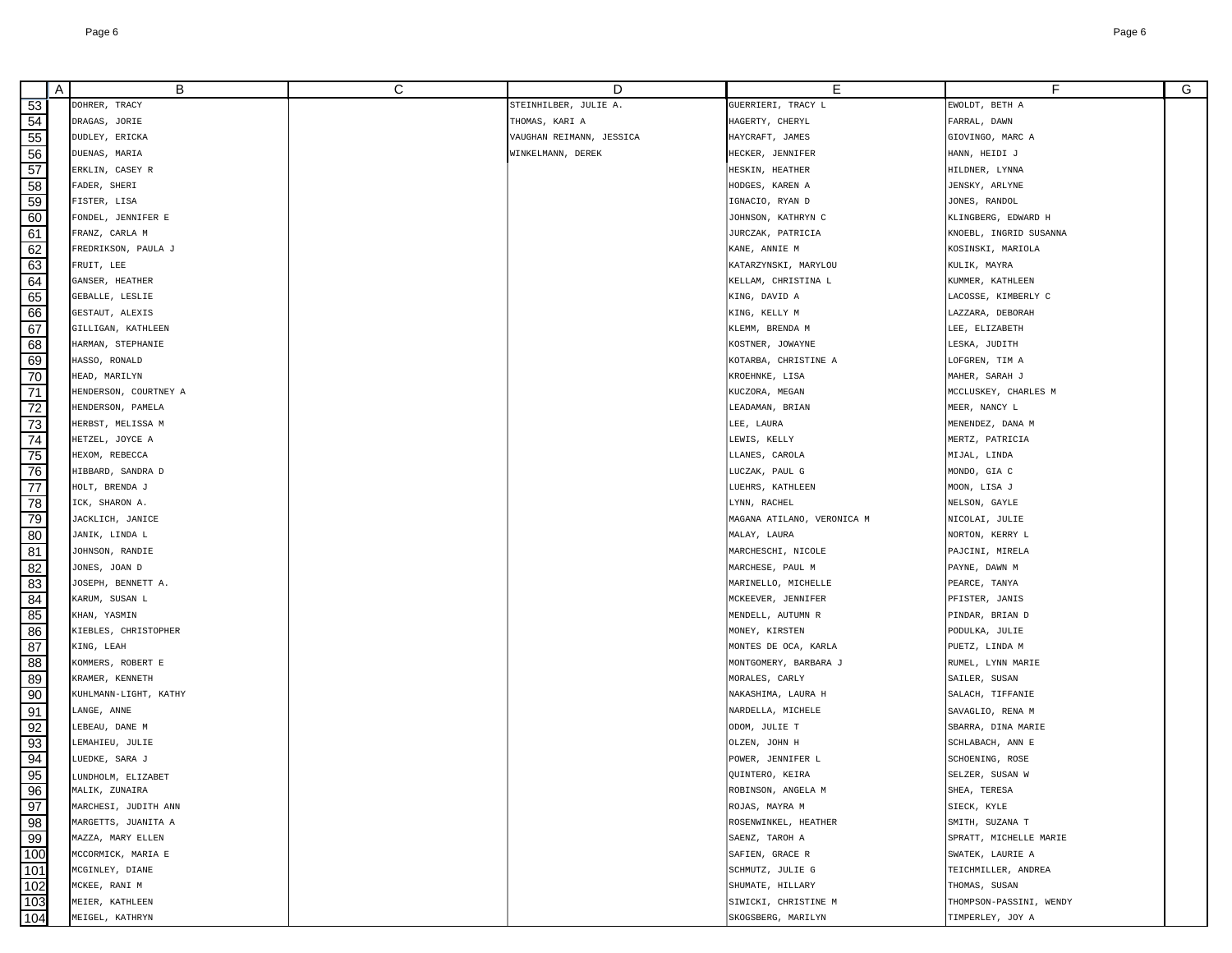| | A | B | C | D | E | F | G |
|---|---|---|---|---|---|---|---|
| 53 | | DOHRER, TRACY | | STEINHILBER, JULIE A. | GUERRIERI, TRACY L | EWOLDT, BETH A | |
| 54 | | DRAGAS, JORIE | | THOMAS, KARI A | HAGERTY, CHERYL | FARRAL, DAWN | |
| 55 | | DUDLEY, ERICKA | | VAUGHAN REIMANN, JESSICA | HAYCRAFT, JAMES | GIOVINGO, MARC A | |
| 56 | | DUENAS, MARIA | | WINKELMANN, DEREK | HECKER, JENNIFER | HANN, HEIDI J | |
| 57 | | ERKLIN, CASEY R | | | HESKIN, HEATHER | HILDNER, LYNNA | |
| 58 | | FADER, SHERI | | | HODGES, KAREN A | JENSKY, ARLYNE | |
| 59 | | FISTER, LISA | | | IGNACIO, RYAN D | JONES, RANDOL | |
| 60 | | FONDEL, JENNIFER E | | | JOHNSON, KATHRYN C | KLINGBERG, EDWARD H | |
| 61 | | FRANZ, CARLA M | | | JURCZAK, PATRICIA | KNOEBL, INGRID SUSANNA | |
| 62 | | FREDRIKSON, PAULA J | | | KANE, ANNIE M | KOSINSKI, MARIOLA | |
| 63 | | FRUIT, LEE | | | KATARZYNSKI, MARYLOU | KULIK, MAYRA | |
| 64 | | GANSER, HEATHER | | | KELLAM, CHRISTINA L | KUMMER, KATHLEEN | |
| 65 | | GEBALLE, LESLIE | | | KING, DAVID A | LACOSSE, KIMBERLY C | |
| 66 | | GESTAUT, ALEXIS | | | KING, KELLY M | LAZZARA, DEBORAH | |
| 67 | | GILLIGAN, KATHLEEN | | | KLEMM, BRENDA M | LEE, ELIZABETH | |
| 68 | | HARMAN, STEPHANIE | | | KOSTNER, JOWAYNE | LESKA, JUDITH | |
| 69 | | HASSO, RONALD | | | KOTARBA, CHRISTINE A | LOFGREN, TIM A | |
| 70 | | HEAD, MARILYN | | | KROEHNKE, LISA | MAHER, SARAH J | |
| 71 | | HENDERSON, COURTNEY A | | | KUCZORA, MEGAN | MCCLUSKEY, CHARLES M | |
| 72 | | HENDERSON, PAMELA | | | LEADAMAN, BRIAN | MEER, NANCY L | |
| 73 | | HERBST, MELISSA M | | | LEE, LAURA | MENENDEZ, DANA M | |
| 74 | | HETZEL, JOYCE A | | | LEWIS, KELLY | MERTZ, PATRICIA | |
| 75 | | HEXOM, REBECCA | | | LLANES, CAROLA | MIJAL, LINDA | |
| 76 | | HIBBARD, SANDRA D | | | LUCZAK, PAUL G | MONDO, GIA C | |
| 77 | | HOLT, BRENDA J | | | LUEHRS, KATHLEEN | MOON, LISA J | |
| 78 | | ICK, SHARON A. | | | LYNN, RACHEL | NELSON, GAYLE | |
| 79 | | JACKLICH, JANICE | | | MAGANA ATILANO, VERONICA M | NICOLAI, JULIE | |
| 80 | | JANIK, LINDA L | | | MALAY, LAURA | NORTON, KERRY L | |
| 81 | | JOHNSON, RANDIE | | | MARCHESCHI, NICOLE | PAJCINI, MIRELA | |
| 82 | | JONES, JOAN D | | | MARCHESE, PAUL M | PAYNE, DAWN M | |
| 83 | | JOSEPH, BENNETT A. | | | MARINELLO, MICHELLE | PEARCE, TANYA | |
| 84 | | KARUM, SUSAN L | | | MCKEEVER, JENNIFER | PFISTER, JANIS | |
| 85 | | KHAN, YASMIN | | | MENDELL, AUTUMN R | PINDAR, BRIAN D | |
| 86 | | KIEBLES, CHRISTOPHER | | | MONEY, KIRSTEN | PODULKA, JULIE | |
| 87 | | KING, LEAH | | | MONTES DE OCA, KARLA | PUETZ, LINDA M | |
| 88 | | KOMMERS, ROBERT E | | | MONTGOMERY, BARBARA J | RUMEL, LYNN MARIE | |
| 89 | | KRAMER, KENNETH | | | MORALES, CARLY | SAILER, SUSAN | |
| 90 | | KUHLMANN-LIGHT, KATHY | | | NAKASHIMA, LAURA H | SALACH, TIFFANIE | |
| 91 | | LANGE, ANNE | | | NARDELLA, MICHELE | SAVAGLIO, RENA M | |
| 92 | | LEBEAU, DANE M | | | ODOM, JULIE T | SBARRA, DINA MARIE | |
| 93 | | LEMAHIEU, JULIE | | | OLZEN, JOHN H | SCHLABACH, ANN E | |
| 94 | | LUEDKE, SARA J | | | POWER, JENNIFER L | SCHOENING, ROSE | |
| 95 | | LUNDHOLM, ELIZABET | | | QUINTERO, KEIRA | SELZER, SUSAN W | |
| 96 | | MALIK, ZUNAIRA | | | ROBINSON, ANGELA M | SHEA, TERESA | |
| 97 | | MARCHESI, JUDITH ANN | | | ROJAS, MAYRA M | SIECK, KYLE | |
| 98 | | MARGETTS, JUANITA A | | | ROSENWINKEL, HEATHER | SMITH, SUZANA T | |
| 99 | | MAZZA, MARY ELLEN | | | SAENZ, TAROH A | SPRATT, MICHELLE MARIE | |
| 100 | | MCCORMICK, MARIA E | | | SAFIEN, GRACE R | SWATEK, LAURIE A | |
| 101 | | MCGINLEY, DIANE | | | SCHMUTZ, JULIE G | TEICHMILLER, ANDREA | |
| 102 | | MCKEE, RANI M | | | SHUMATE, HILLARY | THOMAS, SUSAN | |
| 103 | | MEIER, KATHLEEN | | | SIWICKI, CHRISTINE M | THOMPSON-PASSINI, WENDY | |
| 104 | | MEIGEL, KATHRYN | | | SKOGSBERG, MARILYN | TIMPERLEY, JOY A | |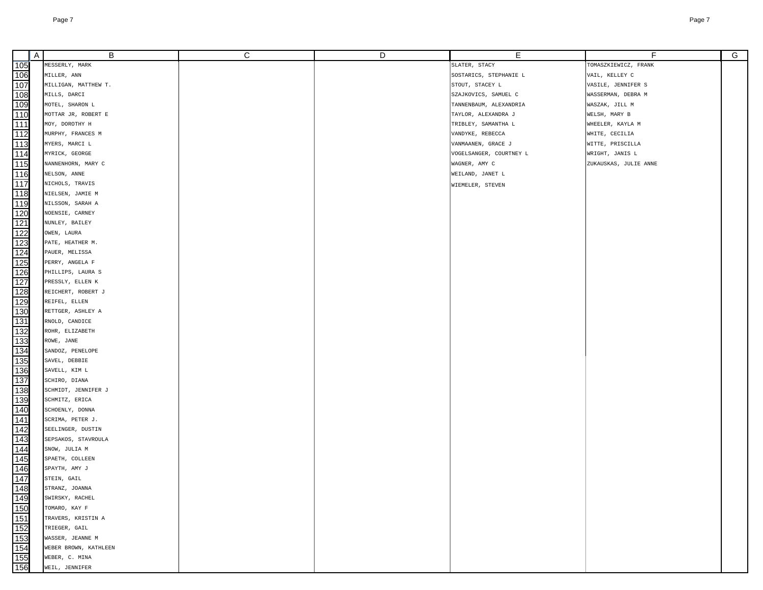| | A | B | C | D | E | F | G |
|---|---|---|---|---|---|---|---|
| 105 | | MESSERLY, MARK | | | SLATER, STACY | TOMASZKIEWICZ, FRANK | |
| 106 | | MILLER, ANN | | | SOSTARICS, STEPHANIE L | VAIL, KELLEY C | |
| 107 | | MILLIGAN, MATTHEW T. | | | STOUT, STACEY L | VASILE, JENNIFER S | |
| 108 | | MILLS, DARCI | | | SZAJKOVICS, SAMUEL C | WASSERMAN, DEBRA M | |
| 109 | | MOTEL, SHARON L | | | TANNENBAUM, ALEXANDRIA | WASZAK, JILL M | |
| 110 | | MOTTAR JR, ROBERT E | | | TAYLOR, ALEXANDRA J | WELSH, MARY B | |
| 111 | | MOY, DOROTHY H | | | TRIBLEY, SAMANTHA L | WHEELER, KAYLA M | |
| 112 | | MURPHY, FRANCES M | | | VANDYKE, REBECCA | WHITE, CECILIA | |
| 113 | | MYERS, MARCI L | | | VANMAANEN, GRACE J | WITTE, PRISCILLA | |
| 114 | | MYRICK, GEORGE | | | VOGELSANGER, COURTNEY L | WRIGHT, JANIS L | |
| 115 | | NANNENHORN, MARY C | | | WAGNER, AMY C | ZUKAUSKAS, JULIE ANNE | |
| 116 | | NELSON, ANNE | | | WEILAND, JANET L | | |
| 117 | | NICHOLS, TRAVIS | | | WIEMELER, STEVEN | | |
| 118 | | NIELSEN, JAMIE M | | | | | |
| 119 | | NILSSON, SARAH A | | | | | |
| 120 | | NOENSIE, CARNEY | | | | | |
| 121 | | NUNLEY, BAILEY | | | | | |
| 122 | | OWEN, LAURA | | | | | |
| 123 | | PATE, HEATHER M. | | | | | |
| 124 | | PAUER, MELISSA | | | | | |
| 125 | | PERRY, ANGELA F | | | | | |
| 126 | | PHILLIPS, LAURA S | | | | | |
| 127 | | PRESSLY, ELLEN K | | | | | |
| 128 | | REICHERT, ROBERT J | | | | | |
| 129 | | REIFEL, ELLEN | | | | | |
| 130 | | RETTGER, ASHLEY A | | | | | |
| 131 | | RNOLD, CANDICE | | | | | |
| 132 | | ROHR, ELIZABETH | | | | | |
| 133 | | ROWE, JANE | | | | | |
| 134 | | SANDOZ, PENELOPE | | | | | |
| 135 | | SAVEL, DEBBIE | | | | | |
| 136 | | SAVELL, KIM L | | | | | |
| 137 | | SCHIRO, DIANA | | | | | |
| 138 | | SCHMIDT, JENNIFER J | | | | | |
| 139 | | SCHMITZ, ERICA | | | | | |
| 140 | | SCHOENLY, DONNA | | | | | |
| 141 | | SCRIMA, PETER J. | | | | | |
| 142 | | SEELINGER, DUSTIN | | | | | |
| 143 | | SEPSAKOS, STAVROULA | | | | | |
| 144 | | SNOW, JULIA M | | | | | |
| 145 | | SPAETH, COLLEEN | | | | | |
| 146 | | SPAYTH, AMY J | | | | | |
| 147 | | STEIN, GAIL | | | | | |
| 148 | | STRANZ, JOANNA | | | | | |
| 149 | | SWIRSKY, RACHEL | | | | | |
| 150 | | TOMARO, KAY F | | | | | |
| 151 | | TRAVERS, KRISTIN A | | | | | |
| 152 | | TRIEGER, GAIL | | | | | |
| 153 | | WASSER, JEANNE M | | | | | |
| 154 | | WEBER BROWN, KATHLEEN | | | | | |
| 155 | | WEBER, C. MINA | | | | | |
| 156 | | WEIL, JENNIFER | | | | | |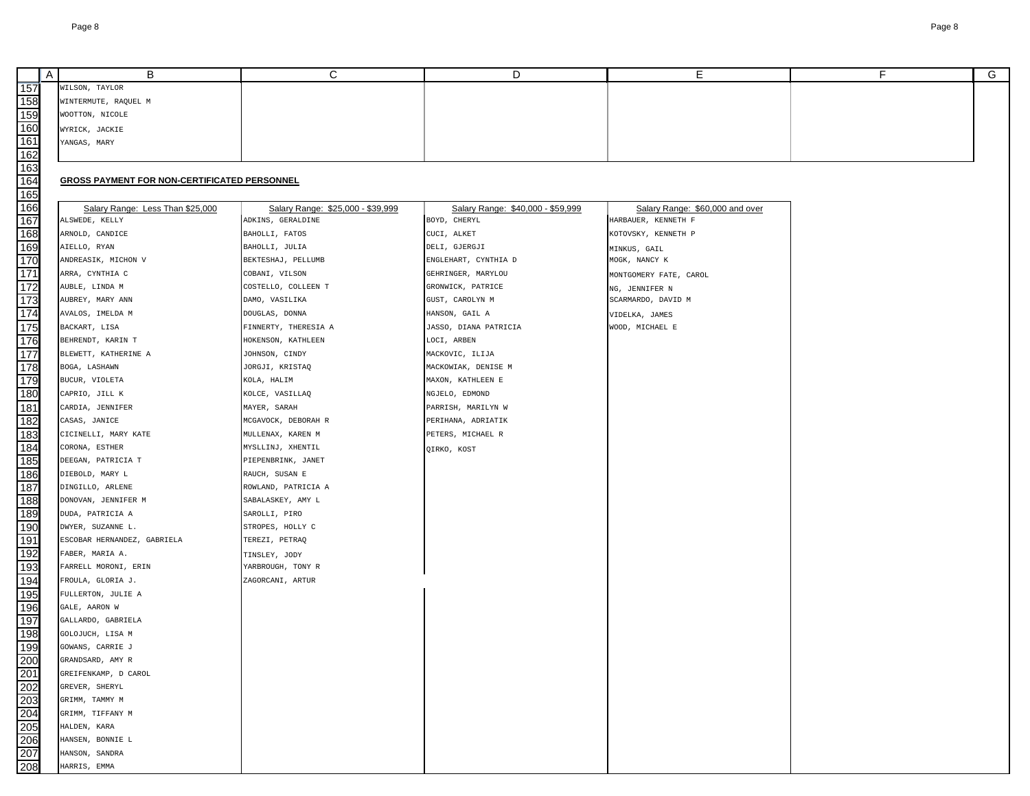| | | | | |
|---|---|---|---|---|
| WILSON, TAYLOR | | | | |
| WINTERMUTE, RAQUEL M | | | | |
| WOOTTON, NICOLE | | | | |
| WYRICK, JACKIE | | | | |
| YANGAS, MARY | | | | |

**GROSS PAYMENT FOR NON-CERTIFICATED PERSONNEL**

| Salary Range: Less Than $25,000 | Salary Range: $25,000 - $39,999 | Salary Range: $40,000 - $59,999 | Salary Range: $60,000 and over |
|---|---|---|---|
| ALSWEDE, KELLY | ADKINS, GERALDINE | BOYD, CHERYL | HARBAUER, KENNETH F |
| ARNOLD, CANDICE | BAHOLLI, FATOS | CUCI, ALKET | KOTOVSKY, KENNETH P |
| AIELLO, RYAN | BAHOLLI, JULIA | DELI, GJERGJI | MINKUS, GAIL |
| ANDREASIK, MICHON V | BEKTESHAJ, PELLUMB | ENGLEHART, CYNTHIA D | MOGK, NANCY K |
| ARRA, CYNTHIA C | COBANI, VILSON | GEHRINGER, MARYLOU | MONTGOMERY FATE, CAROL |
| AUBLE, LINDA M | COSTELLO, COLLEEN T | GRONWICK, PATRICE | NG, JENNIFER N |
| AUBREY, MARY ANN | DAMO, VASILIKA | GUST, CAROLYN M | SCARMARDO, DAVID M |
| AVALOS, IMELDA M | DOUGLAS, DONNA | HANSON, GAIL A | VIDELKA, JAMES |
| BACKART, LISA | FINNERTY, THERESIA A | JASSO, DIANA PATRICIA | WOOD, MICHAEL E |
| BEHRENDT, KARIN T | HOKENSON, KATHLEEN | LOCI, ARBEN | |
| BLEWETT, KATHERINE A | JOHNSON, CINDY | MACKOVIC, ILIJA | |
| BOGA, LASHAWN | JORGJI, KRISTAQ | MACKOWIAK, DENISE M | |
| BUCUR, VIOLETA | KOLA, HALIM | MAXON, KATHLEEN E | |
| CAPRIO, JILL K | KOLCE, VASILLAQ | NGJELO, EDMOND | |
| CARDIA, JENNIFER | MAYER, SARAH | PARRISH, MARILYN W | |
| CASAS, JANICE | MCGAVOCK, DEBORAH R | PERIHANA, ADRIATIK | |
| CICINELLI, MARY KATE | MULLENAX, KAREN M | PETERS, MICHAEL R | |
| CORONA, ESTHER | MYSLLINJ, XHENTIL | QIRKO, KOST | |
| DEEGAN, PATRICIA T | PIEPENBRINK, JANET | | |
| DIEBOLD, MARY L | RAUCH, SUSAN E | | |
| DINGILLO, ARLENE | ROWLAND, PATRICIA A | | |
| DONOVAN, JENNIFER M | SABALASKEY, AMY L | | |
| DUDA, PATRICIA A | SAROLLI, PIRO | | |
| DWYER, SUZANNE L. | STROPES, HOLLY C | | |
| ESCOBAR HERNANDEZ, GABRIELA | TEREZI, PETRAQ | | |
| FABER, MARIA A. | TINSLEY, JODY | | |
| FARRELL MORONI, ERIN | YARBROUGH, TONY R | | |
| FROULA, GLORIA J. | ZAGORCANI, ARTUR | | |
| FULLERTON, JULIE A | | | |
| GALE, AARON W | | | |
| GALLARDO, GABRIELA | | | |
| GOLOJUCH, LISA M | | | |
| GOWANS, CARRIE J | | | |
| GRANDSARD, AMY R | | | |
| GREIFENKAMP, D CAROL | | | |
| GREVER, SHERYL | | | |
| GRIMM, TAMMY M | | | |
| GRIMM, TIFFANY M | | | |
| HALDEN, KARA | | | |
| HANSEN, BONNIE L | | | |
| HANSON, SANDRA | | | |
| HARRIS, EMMA | | | |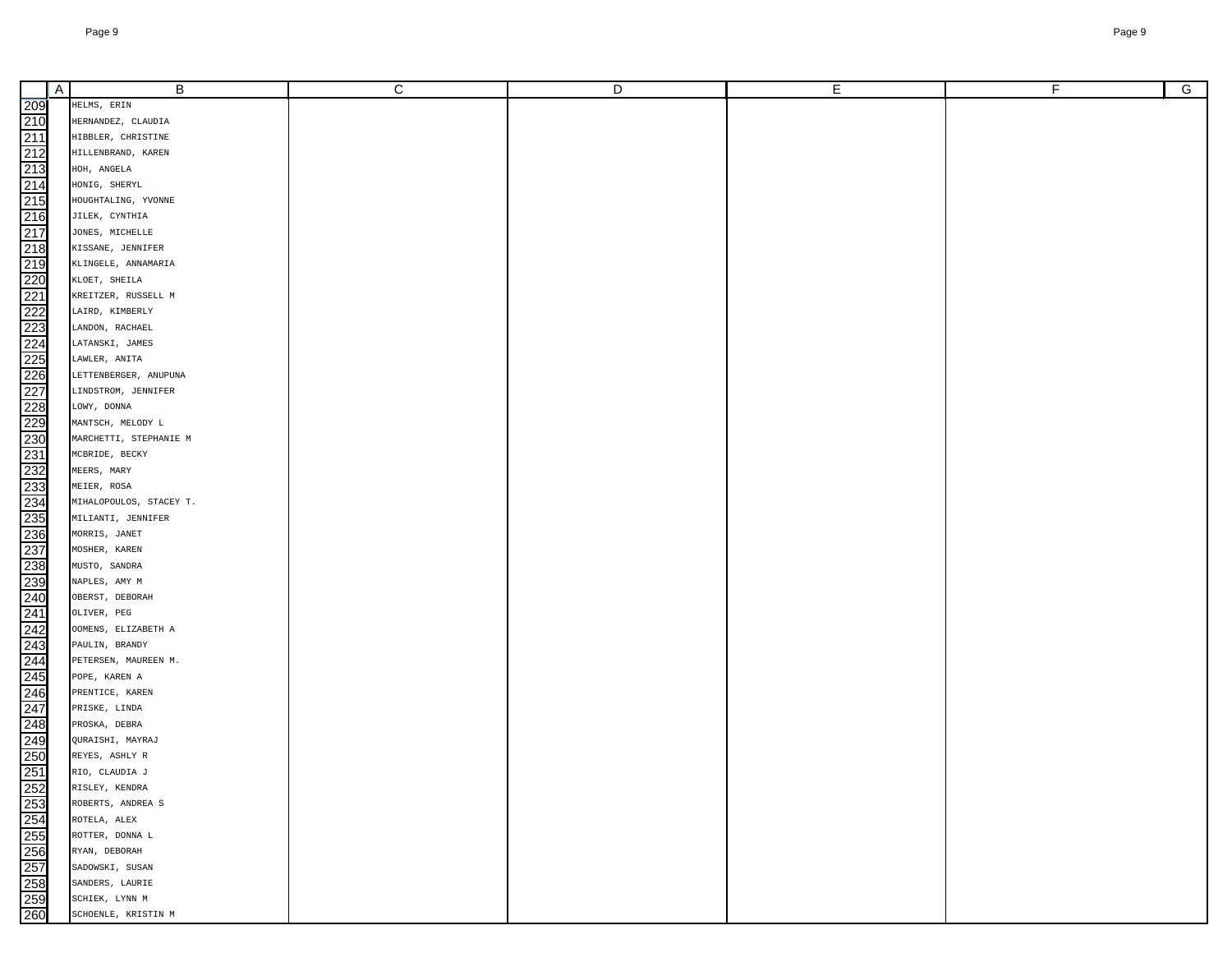| | A | B | C | D | E | F | G |
|---|---|---|---|---|---|---|---|
| 209 | | HELMS, ERIN | | | | | |
| 210 | | HERNANDEZ, CLAUDIA | | | | | |
| 211 | | HIBBLER, CHRISTINE | | | | | |
| 212 | | HILLENBRAND, KAREN | | | | | |
| 213 | | HOH, ANGELA | | | | | |
| 214 | | HONIG, SHERYL | | | | | |
| 215 | | HOUGHTALING, YVONNE | | | | | |
| 216 | | JILEK, CYNTHIA | | | | | |
| 217 | | JONES, MICHELLE | | | | | |
| 218 | | KISSANE, JENNIFER | | | | | |
| 219 | | KLINGELE, ANNAMARIA | | | | | |
| 220 | | KLOET, SHEILA | | | | | |
| 221 | | KREITZER, RUSSELL M | | | | | |
| 222 | | LAIRD, KIMBERLY | | | | | |
| 223 | | LANDON, RACHAEL | | | | | |
| 224 | | LATANSKI, JAMES | | | | | |
| 225 | | LAWLER, ANITA | | | | | |
| 226 | | LETTENBERGER, ANUPUNA | | | | | |
| 227 | | LINDSTROM, JENNIFER | | | | | |
| 228 | | LOWY, DONNA | | | | | |
| 229 | | MANTSCH, MELODY L | | | | | |
| 230 | | MARCHETTI, STEPHANIE M | | | | | |
| 231 | | MCBRIDE, BECKY | | | | | |
| 232 | | MEERS, MARY | | | | | |
| 233 | | MEIER, ROSA | | | | | |
| 234 | | MIHALOPOULOS, STACEY T. | | | | | |
| 235 | | MILIANTI, JENNIFER | | | | | |
| 236 | | MORRIS, JANET | | | | | |
| 237 | | MOSHER, KAREN | | | | | |
| 238 | | MUSTO, SANDRA | | | | | |
| 239 | | NAPLES, AMY M | | | | | |
| 240 | | OBERST, DEBORAH | | | | | |
| 241 | | OLIVER, PEG | | | | | |
| 242 | | OOMENS, ELIZABETH A | | | | | |
| 243 | | PAULIN, BRANDY | | | | | |
| 244 | | PETERSEN, MAUREEN M. | | | | | |
| 245 | | POPE, KAREN A | | | | | |
| 246 | | PRENTICE, KAREN | | | | | |
| 247 | | PRISKE, LINDA | | | | | |
| 248 | | PROSKA, DEBRA | | | | | |
| 249 | | QURAISHI, MAYRAJ | | | | | |
| 250 | | REYES, ASHLY R | | | | | |
| 251 | | RIO, CLAUDIA J | | | | | |
| 252 | | RISLEY, KENDRA | | | | | |
| 253 | | ROBERTS, ANDREA S | | | | | |
| 254 | | ROTELA, ALEX | | | | | |
| 255 | | ROTTER, DONNA L | | | | | |
| 256 | | RYAN, DEBORAH | | | | | |
| 257 | | SADOWSKI, SUSAN | | | | | |
| 258 | | SANDERS, LAURIE | | | | | |
| 259 | | SCHIEK, LYNN M | | | | | |
| 260 | | SCHOENLE, KRISTIN M | | | | | |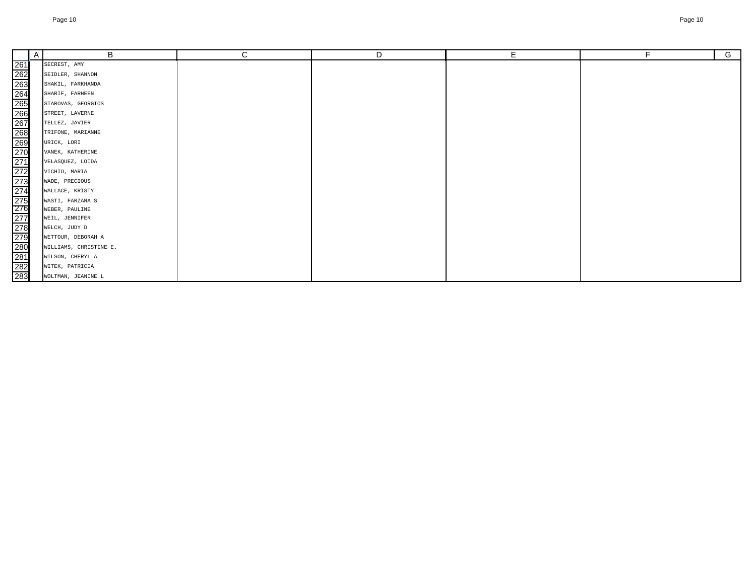| | A | B | C | D | E | F | G |
|---|---|---|---|---|---|---|---|
| 261 | | SECREST, AMY | | | | | |
| 262 | | SEIDLER, SHANNON | | | | | |
| 263 | | SHAKIL, FARKHANDA | | | | | |
| 264 | | SHARIF, FARHEEN | | | | | |
| 265 | | STAROVAS, GEORGIOS | | | | | |
| 266 | | STREET, LAVERNE | | | | | |
| 267 | | TELLEZ, JAVIER | | | | | |
| 268 | | TRIFONE, MARIANNE | | | | | |
| 269 | | URICK, LORI | | | | | |
| 270 | | VANEK, KATHERINE | | | | | |
| 271 | | VELASQUEZ, LOIDA | | | | | |
| 272 | | VICHIO, MARIA | | | | | |
| 273 | | WADE, PRECIOUS | | | | | |
| 274 | | WALLACE, KRISTY | | | | | |
| 275 | | WASTI, FARZANA S | | | | | |
| 276 | | WEBER, PAULINE | | | | | |
| 277 | | WEIL, JENNIFER | | | | | |
| 278 | | WELCH, JUDY D | | | | | |
| 279 | | WETTOUR, DEBORAH A | | | | | |
| 280 | | WILLIAMS, CHRISTINE E. | | | | | |
| 281 | | WILSON, CHERYL A | | | | | |
| 282 | | WITEK, PATRICIA | | | | | |
| 283 | | WOLTMAN, JEANINE L | | | | | |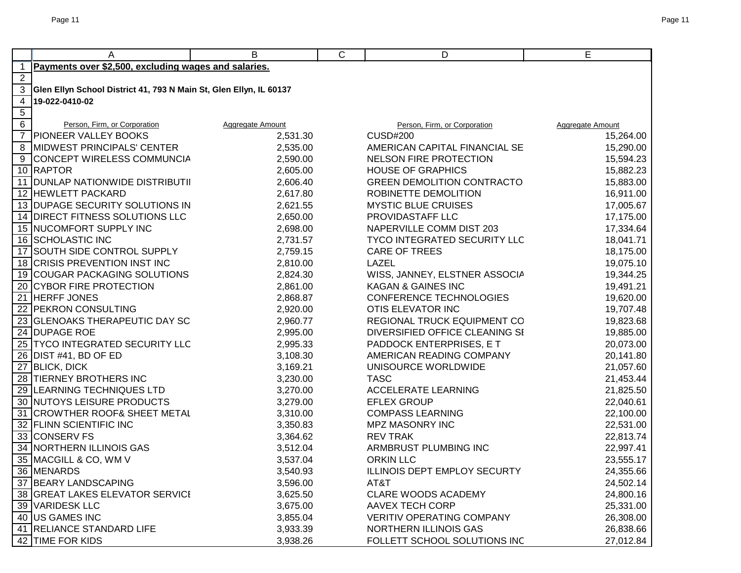**Payments over $2,500, excluding wages and salaries.**

**Glen Ellyn School District 41, 793 N Main St, Glen Ellyn, IL 60137**

**19-022-0410-02**

| Person, Firm, or Corporation | Aggregate Amount | Person, Firm, or Corporation | Aggregate Amount |
|---|---|---|---|
| PIONEER VALLEY BOOKS | 2,531.30 | CUSD#200 | 15,264.00 |
| MIDWEST PRINCIPALS' CENTER | 2,535.00 | AMERICAN CAPITAL FINANCIAL SE | 15,290.00 |
| CONCEPT WIRELESS COMMUNCIA | 2,590.00 | NELSON FIRE PROTECTION | 15,594.23 |
| RAPTOR | 2,605.00 | HOUSE OF GRAPHICS | 15,882.23 |
| DUNLAP NATIONWIDE DISTRIBUTI | 2,606.40 | GREEN DEMOLITION CONTRACTO | 15,883.00 |
| HEWLETT PACKARD | 2,617.80 | ROBINETTE DEMOLITION | 16,911.00 |
| DUPAGE SECURITY SOLUTIONS IN | 2,621.55 | MYSTIC BLUE CRUISES | 17,005.67 |
| DIRECT FITNESS SOLUTIONS LLC | 2,650.00 | PROVIDASTAFF LLC | 17,175.00 |
| NUCOMFORT SUPPLY INC | 2,698.00 | NAPERVILLE COMM DIST 203 | 17,334.64 |
| SCHOLASTIC INC | 2,731.57 | TYCO INTEGRATED SECURITY LLC | 18,041.71 |
| SOUTH SIDE CONTROL SUPPLY | 2,759.15 | CARE OF TREES | 18,175.00 |
| CRISIS PREVENTION INST INC | 2,810.00 | LAZEL | 19,075.10 |
| COUGAR PACKAGING SOLUTIONS | 2,824.30 | WISS, JANNEY, ELSTNER ASSOCIA | 19,344.25 |
| CYBOR FIRE PROTECTION | 2,861.00 | KAGAN & GAINES INC | 19,491.21 |
| HERFF JONES | 2,868.87 | CONFERENCE TECHNOLOGIES | 19,620.00 |
| PEKRON CONSULTING | 2,920.00 | OTIS ELEVATOR INC | 19,707.48 |
| GLENOAKS THERAPEUTIC DAY SC | 2,960.77 | REGIONAL TRUCK EQUIPMENT CO | 19,823.68 |
| DUPAGE ROE | 2,995.00 | DIVERSIFIED OFFICE CLEANING SI | 19,885.00 |
| TYCO INTEGRATED SECURITY LLC | 2,995.33 | PADDOCK ENTERPRISES, E T | 20,073.00 |
| DIST #41, BD OF ED | 3,108.30 | AMERICAN READING COMPANY | 20,141.80 |
| BLICK, DICK | 3,169.21 | UNISOURCE WORLDWIDE | 21,057.60 |
| TIERNEY BROTHERS INC | 3,230.00 | TASC | 21,453.44 |
| LEARNING TECHNIQUES LTD | 3,270.00 | ACCELERATE LEARNING | 21,825.50 |
| NUTOYS LEISURE PRODUCTS | 3,279.00 | EFLEX GROUP | 22,040.61 |
| CROWTHER ROOF& SHEET METAL | 3,310.00 | COMPASS LEARNING | 22,100.00 |
| FLINN SCIENTIFIC INC | 3,350.83 | MPZ MASONRY INC | 22,531.00 |
| CONSERV FS | 3,364.62 | REV TRAK | 22,813.74 |
| NORTHERN ILLINOIS GAS | 3,512.04 | ARMBRUST PLUMBING INC | 22,997.41 |
| MACGILL & CO, WM V | 3,537.04 | ORKIN LLC | 23,555.17 |
| MENARDS | 3,540.93 | ILLINOIS DEPT EMPLOY SECURTY | 24,355.66 |
| BEARY LANDSCAPING | 3,596.00 | AT&T | 24,502.14 |
| GREAT LAKES ELEVATOR SERVICE | 3,625.50 | CLARE WOODS ACADEMY | 24,800.16 |
| VARIDESK LLC | 3,675.00 | AAVEX TECH CORP | 25,331.00 |
| US GAMES INC | 3,855.04 | VERITIV OPERATING COMPANY | 26,308.00 |
| RELIANCE STANDARD LIFE | 3,933.39 | NORTHERN ILLINOIS GAS | 26,838.66 |
| TIME FOR KIDS | 3,938.26 | FOLLETT SCHOOL SOLUTIONS INC | 27,012.84 |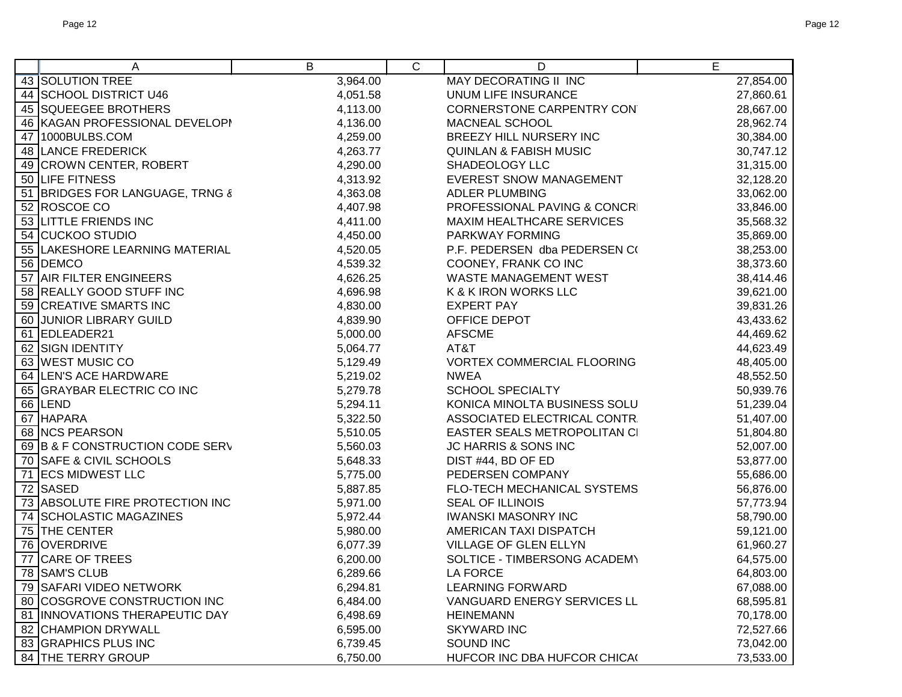| | A | B | C | D | E |
|---|---|---|---|---|---|
| 43 | SOLUTION TREE | 3,964.00 | | MAY DECORATING II INC | 27,854.00 |
| 44 | SCHOOL DISTRICT U46 | 4,051.58 | | UNUM LIFE INSURANCE | 27,860.61 |
| 45 | SQUEEGEE BROTHERS | 4,113.00 | | CORNERSTONE CARPENTRY CON | 28,667.00 |
| 46 | KAGAN PROFESSIONAL DEVELOPI | 4,136.00 | | MACNEAL SCHOOL | 28,962.74 |
| 47 | 1000BULBS.COM | 4,259.00 | | BREEZY HILL NURSERY INC | 30,384.00 |
| 48 | LANCE FREDERICK | 4,263.77 | | QUINLAN & FABISH MUSIC | 30,747.12 |
| 49 | CROWN CENTER, ROBERT | 4,290.00 | | SHADEOLOGY LLC | 31,315.00 |
| 50 | LIFE FITNESS | 4,313.92 | | EVEREST SNOW MANAGEMENT | 32,128.20 |
| 51 | BRIDGES FOR LANGUAGE, TRNG & | 4,363.08 | | ADLER PLUMBING | 33,062.00 |
| 52 | ROSCOE CO | 4,407.98 | | PROFESSIONAL PAVING & CONCRI | 33,846.00 |
| 53 | LITTLE FRIENDS INC | 4,411.00 | | MAXIM HEALTHCARE SERVICES | 35,568.32 |
| 54 | CUCKOO STUDIO | 4,450.00 | | PARKWAY FORMING | 35,869.00 |
| 55 | LAKESHORE LEARNING MATERIAL | 4,520.05 | | P.F. PEDERSEN dba PEDERSEN C( | 38,253.00 |
| 56 | DEMCO | 4,539.32 | | COONEY, FRANK CO INC | 38,373.60 |
| 57 | AIR FILTER ENGINEERS | 4,626.25 | | WASTE MANAGEMENT WEST | 38,414.46 |
| 58 | REALLY GOOD STUFF INC | 4,696.98 | | K & K IRON WORKS LLC | 39,621.00 |
| 59 | CREATIVE SMARTS INC | 4,830.00 | | EXPERT PAY | 39,831.26 |
| 60 | JUNIOR LIBRARY GUILD | 4,839.90 | | OFFICE DEPOT | 43,433.62 |
| 61 | EDLEADER21 | 5,000.00 | | AFSCME | 44,469.62 |
| 62 | SIGN IDENTITY | 5,064.77 | | AT&T | 44,623.49 |
| 63 | WEST MUSIC CO | 5,129.49 | | VORTEX COMMERCIAL FLOORING | 48,405.00 |
| 64 | LEN'S ACE HARDWARE | 5,219.02 | | NWEA | 48,552.50 |
| 65 | GRAYBAR ELECTRIC CO INC | 5,279.78 | | SCHOOL SPECIALTY | 50,939.76 |
| 66 | LEND | 5,294.11 | | KONICA MINOLTA BUSINESS SOLU | 51,239.04 |
| 67 | HAPARA | 5,322.50 | | ASSOCIATED ELECTRICAL CONTR. | 51,407.00 |
| 68 | NCS PEARSON | 5,510.05 | | EASTER SEALS METROPOLITAN CI | 51,804.80 |
| 69 | B & F CONSTRUCTION CODE SERV | 5,560.03 | | JC HARRIS & SONS INC | 52,007.00 |
| 70 | SAFE & CIVIL SCHOOLS | 5,648.33 | | DIST #44, BD OF ED | 53,877.00 |
| 71 | ECS MIDWEST LLC | 5,775.00 | | PEDERSEN COMPANY | 55,686.00 |
| 72 | SASED | 5,887.85 | | FLO-TECH MECHANICAL SYSTEMS | 56,876.00 |
| 73 | ABSOLUTE FIRE PROTECTION INC | 5,971.00 | | SEAL OF ILLINOIS | 57,773.94 |
| 74 | SCHOLASTIC MAGAZINES | 5,972.44 | | IWANSKI MASONRY INC | 58,790.00 |
| 75 | THE CENTER | 5,980.00 | | AMERICAN TAXI DISPATCH | 59,121.00 |
| 76 | OVERDRIVE | 6,077.39 | | VILLAGE OF GLEN ELLYN | 61,960.27 |
| 77 | CARE OF TREES | 6,200.00 | | SOLTICE - TIMBERSONG ACADEMY | 64,575.00 |
| 78 | SAM'S CLUB | 6,289.66 | | LA FORCE | 64,803.00 |
| 79 | SAFARI VIDEO NETWORK | 6,294.81 | | LEARNING FORWARD | 67,088.00 |
| 80 | COSGROVE CONSTRUCTION INC | 6,484.00 | | VANGUARD ENERGY SERVICES LL | 68,595.81 |
| 81 | INNOVATIONS THERAPEUTIC DAY | 6,498.69 | | HEINEMANN | 70,178.00 |
| 82 | CHAMPION DRYWALL | 6,595.00 | | SKYWARD INC | 72,527.66 |
| 83 | GRAPHICS PLUS INC | 6,739.45 | | SOUND INC | 73,042.00 |
| 84 | THE TERRY GROUP | 6,750.00 | | HUFCOR INC DBA HUFCOR CHICA( | 73,533.00 |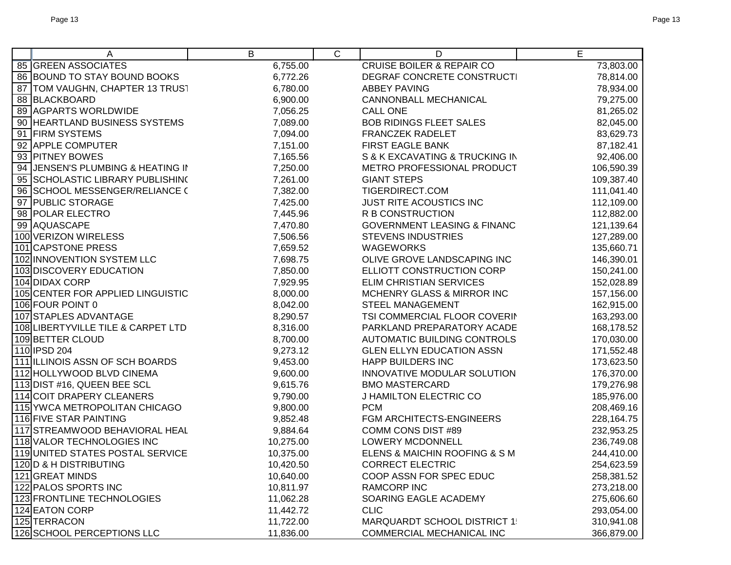| | A | B | C | D | E |
|---|---|---|---|---|---|
| 85 | GREEN ASSOCIATES | 6,755.00 | | CRUISE BOILER & REPAIR CO | 73,803.00 |
| 86 | BOUND TO STAY BOUND BOOKS | 6,772.26 | | DEGRAF CONCRETE CONSTRUCTI | 78,814.00 |
| 87 | TOM VAUGHN, CHAPTER 13 TRUST | 6,780.00 | | ABBEY PAVING | 78,934.00 |
| 88 | BLACKBOARD | 6,900.00 | | CANNONBALL MECHANICAL | 79,275.00 |
| 89 | AGPARTS WORLDWIDE | 7,056.25 | | CALL ONE | 81,265.02 |
| 90 | HEARTLAND BUSINESS SYSTEMS | 7,089.00 | | BOB RIDINGS FLEET SALES | 82,045.00 |
| 91 | FIRM SYSTEMS | 7,094.00 | | FRANCZEK RADELET | 83,629.73 |
| 92 | APPLE COMPUTER | 7,151.00 | | FIRST EAGLE BANK | 87,182.41 |
| 93 | PITNEY BOWES | 7,165.56 | | S & K EXCAVATING & TRUCKING IN | 92,406.00 |
| 94 | JENSEN'S PLUMBING & HEATING IN | 7,250.00 | | METRO PROFESSIONAL PRODUCT | 106,590.39 |
| 95 | SCHOLASTIC LIBRARY PUBLISHING | 7,261.00 | | GIANT STEPS | 109,387.40 |
| 96 | SCHOOL MESSENGER/RELIANCE C | 7,382.00 | | TIGERDIRECT.COM | 111,041.40 |
| 97 | PUBLIC STORAGE | 7,425.00 | | JUST RITE ACOUSTICS INC | 112,109.00 |
| 98 | POLAR ELECTRO | 7,445.96 | | R B CONSTRUCTION | 112,882.00 |
| 99 | AQUASCAPE | 7,470.80 | | GOVERNMENT LEASING & FINANC | 121,139.64 |
| 100 | VERIZON WIRELESS | 7,506.56 | | STEVENS INDUSTRIES | 127,289.00 |
| 101 | CAPSTONE PRESS | 7,659.52 | | WAGEWORKS | 135,660.71 |
| 102 | INNOVENTION SYSTEM LLC | 7,698.75 | | OLIVE GROVE LANDSCAPING INC | 146,390.01 |
| 103 | DISCOVERY EDUCATION | 7,850.00 | | ELLIOTT CONSTRUCTION CORP | 150,241.00 |
| 104 | DIDAX CORP | 7,929.95 | | ELIM CHRISTIAN SERVICES | 152,028.89 |
| 105 | CENTER FOR APPLIED LINGUISTIC | 8,000.00 | | MCHENRY GLASS & MIRROR INC | 157,156.00 |
| 106 | FOUR POINT 0 | 8,042.00 | | STEEL MANAGEMENT | 162,915.00 |
| 107 | STAPLES ADVANTAGE | 8,290.57 | | TSI COMMERCIAL FLOOR COVERIN | 163,293.00 |
| 108 | LIBERTYVILLE TILE & CARPET LTD | 8,316.00 | | PARKLAND PREPARATORY ACADE | 168,178.52 |
| 109 | BETTER CLOUD | 8,700.00 | | AUTOMATIC BUILDING CONTROLS | 170,030.00 |
| 110 | IPSD 204 | 9,273.12 | | GLEN ELLYN EDUCATION ASSN | 171,552.48 |
| 111 | ILLINOIS ASSN OF SCH BOARDS | 9,453.00 | | HAPP BUILDERS INC | 173,623.50 |
| 112 | HOLLYWOOD BLVD CINEMA | 9,600.00 | | INNOVATIVE MODULAR SOLUTION | 176,370.00 |
| 113 | DIST #16, QUEEN BEE SCL | 9,615.76 | | BMO MASTERCARD | 179,276.98 |
| 114 | COIT DRAPERY CLEANERS | 9,790.00 | | J HAMILTON ELECTRIC CO | 185,976.00 |
| 115 | YWCA METROPOLITAN CHICAGO | 9,800.00 | | PCM | 208,469.16 |
| 116 | FIVE STAR PAINTING | 9,852.48 | | FGM ARCHITECTS-ENGINEERS | 228,164.75 |
| 117 | STREAMWOOD BEHAVIORAL HEAL | 9,884.64 | | COMM CONS DIST #89 | 232,953.25 |
| 118 | VALOR TECHNOLOGIES INC | 10,275.00 | | LOWERY MCDONNELL | 236,749.08 |
| 119 | UNITED STATES POSTAL SERVICE | 10,375.00 | | ELENS & MAICHIN ROOFING & S M | 244,410.00 |
| 120 | D & H DISTRIBUTING | 10,420.50 | | CORRECT ELECTRIC | 254,623.59 |
| 121 | GREAT MINDS | 10,640.00 | | COOP ASSN FOR SPEC EDUC | 258,381.52 |
| 122 | PALOS SPORTS INC | 10,811.97 | | RAMCORP INC | 273,218.00 |
| 123 | FRONTLINE TECHNOLOGIES | 11,062.28 | | SOARING EAGLE ACADEMY | 275,606.60 |
| 124 | EATON CORP | 11,442.72 | | CLIC | 293,054.00 |
| 125 | TERRACON | 11,722.00 | | MARQUARDT SCHOOL DISTRICT 1 | 310,941.08 |
| 126 | SCHOOL PERCEPTIONS LLC | 11,836.00 | | COMMERCIAL MECHANICAL INC | 366,879.00 |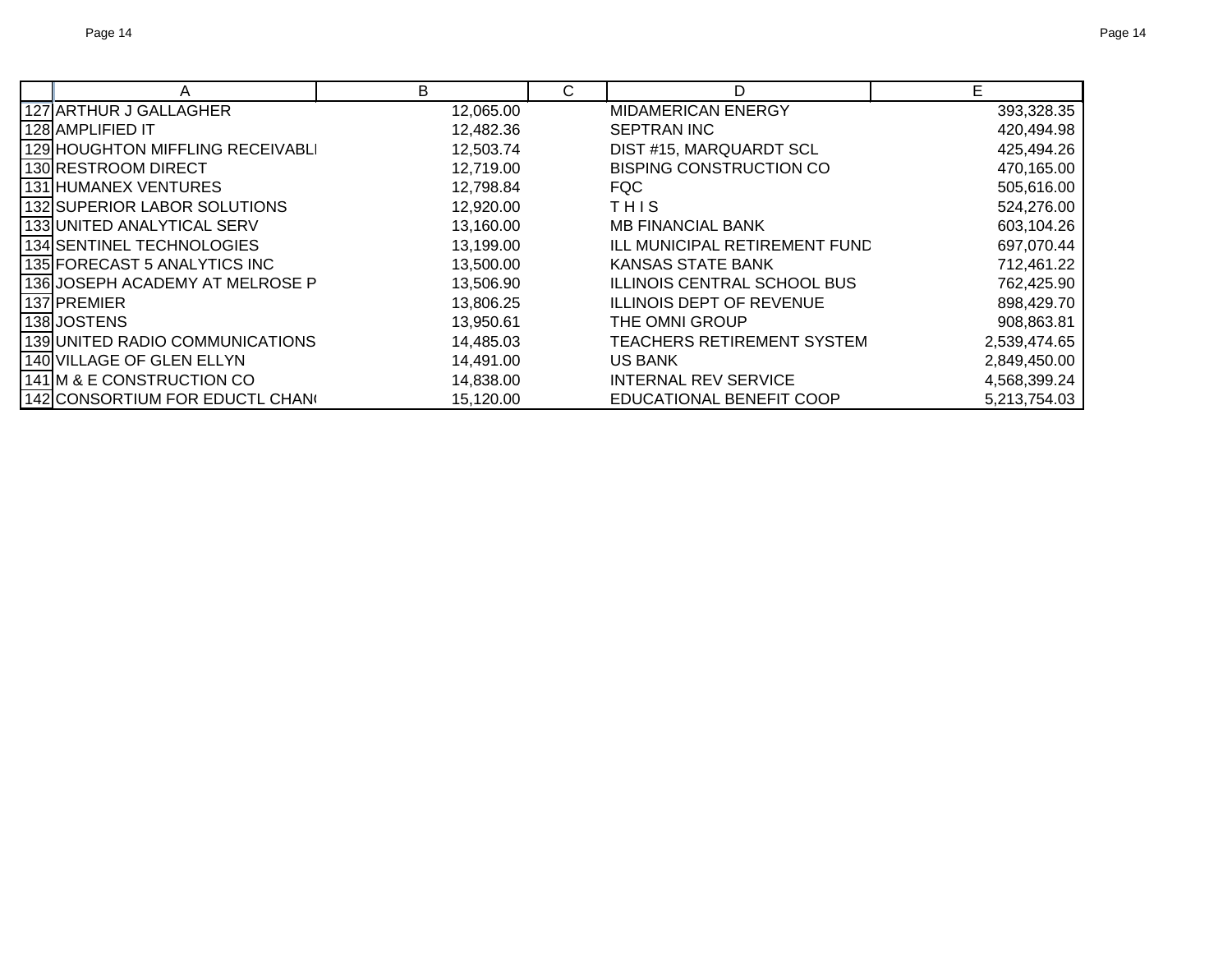| | A | B | C | D | E |
|---|---|---|---|---|---|
| 127 | ARTHUR J GALLAGHER | 12,065.00 | | MIDAMERICAN ENERGY | 393,328.35 |
| 128 | AMPLIFIED IT | 12,482.36 | | SEPTRAN INC | 420,494.98 |
| 129 | HOUGHTON MIFFLING RECEIVABLI | 12,503.74 | | DIST #15, MARQUARDT SCL | 425,494.26 |
| 130 | RESTROOM DIRECT | 12,719.00 | | BISPING CONSTRUCTION CO | 470,165.00 |
| 131 | HUMANEX VENTURES | 12,798.84 | | FQC | 505,616.00 |
| 132 | SUPERIOR LABOR SOLUTIONS | 12,920.00 | | T H I S | 524,276.00 |
| 133 | UNITED ANALYTICAL SERV | 13,160.00 | | MB FINANCIAL BANK | 603,104.26 |
| 134 | SENTINEL TECHNOLOGIES | 13,199.00 | | ILL MUNICIPAL RETIREMENT FUND | 697,070.44 |
| 135 | FORECAST 5 ANALYTICS INC | 13,500.00 | | KANSAS STATE BANK | 712,461.22 |
| 136 | JOSEPH ACADEMY AT MELROSE P | 13,506.90 | | ILLINOIS CENTRAL SCHOOL BUS | 762,425.90 |
| 137 | PREMIER | 13,806.25 | | ILLINOIS DEPT OF REVENUE | 898,429.70 |
| 138 | JOSTENS | 13,950.61 | | THE OMNI GROUP | 908,863.81 |
| 139 | UNITED RADIO COMMUNICATIONS | 14,485.03 | | TEACHERS RETIREMENT SYSTEM | 2,539,474.65 |
| 140 | VILLAGE OF GLEN ELLYN | 14,491.00 | | US BANK | 2,849,450.00 |
| 141 | M & E CONSTRUCTION CO | 14,838.00 | | INTERNAL REV SERVICE | 4,568,399.24 |
| 142 | CONSORTIUM FOR EDUCTL CHAN | 15,120.00 | | EDUCATIONAL BENEFIT COOP | 5,213,754.03 |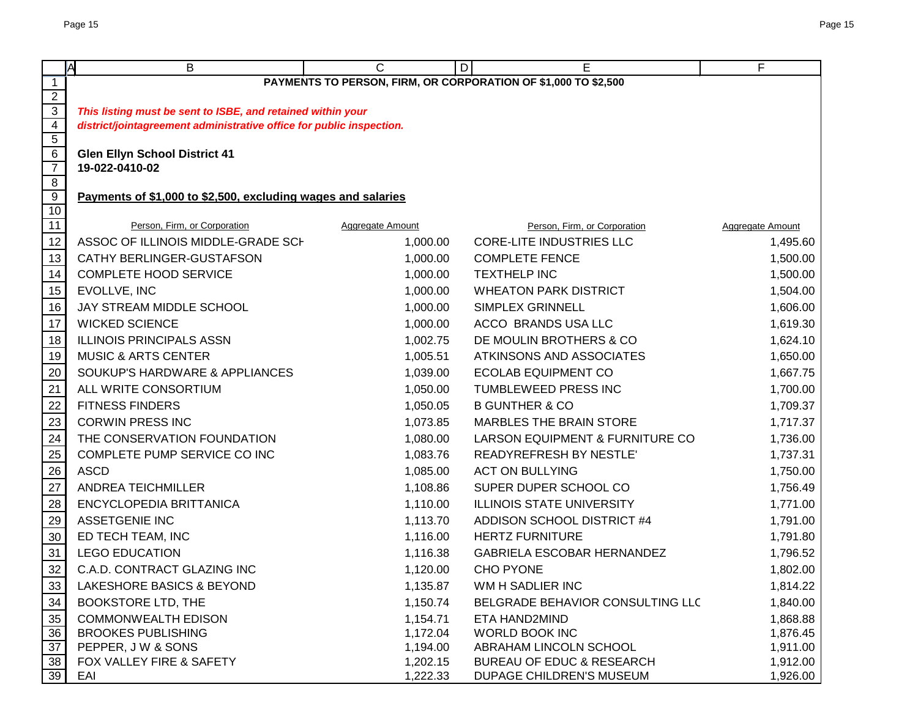**PAYMENTS TO PERSON, FIRM, OR CORPORATION OF $1,000 TO $2,500**

***This listing must be sent to ISBE, and retained within your district/jointagreement administrative office for public inspection.***

**Glen Ellyn School District 41**
**19-022-0410-02**

**Payments of $1,000 to $2,500, excluding wages and salaries**

| Person, Firm, or Corporation | Aggregate Amount | Person, Firm, or Corporation | Aggregate Amount |
|---|---|---|---|
| ASSOC OF ILLINOIS MIDDLE-GRADE SCH | 1,000.00 | CORE-LITE INDUSTRIES LLC | 1,495.60 |
| CATHY BERLINGER-GUSTAFSON | 1,000.00 | COMPLETE FENCE | 1,500.00 |
| COMPLETE HOOD SERVICE | 1,000.00 | TEXTHELP INC | 1,500.00 |
| EVOLLVE, INC | 1,000.00 | WHEATON PARK DISTRICT | 1,504.00 |
| JAY STREAM MIDDLE SCHOOL | 1,000.00 | SIMPLEX GRINNELL | 1,606.00 |
| WICKED SCIENCE | 1,000.00 | ACCO BRANDS USA LLC | 1,619.30 |
| ILLINOIS PRINCIPALS ASSN | 1,002.75 | DE MOULIN BROTHERS & CO | 1,624.10 |
| MUSIC & ARTS CENTER | 1,005.51 | ATKINSONS AND ASSOCIATES | 1,650.00 |
| SOUKUP'S HARDWARE & APPLIANCES | 1,039.00 | ECOLAB EQUIPMENT CO | 1,667.75 |
| ALL WRITE CONSORTIUM | 1,050.00 | TUMBLEWEED PRESS INC | 1,700.00 |
| FITNESS FINDERS | 1,050.05 | B GUNTHER & CO | 1,709.37 |
| CORWIN PRESS INC | 1,073.85 | MARBLES THE BRAIN STORE | 1,717.37 |
| THE CONSERVATION FOUNDATION | 1,080.00 | LARSON EQUIPMENT & FURNITURE CO | 1,736.00 |
| COMPLETE PUMP SERVICE CO INC | 1,083.76 | READYREFRESH BY NESTLE' | 1,737.31 |
| ASCD | 1,085.00 | ACT ON BULLYING | 1,750.00 |
| ANDREA TEICHMILLER | 1,108.86 | SUPER DUPER SCHOOL CO | 1,756.49 |
| ENCYCLOPEDIA BRITTANICA | 1,110.00 | ILLINOIS STATE UNIVERSITY | 1,771.00 |
| ASSETGENIE INC | 1,113.70 | ADDISON SCHOOL DISTRICT #4 | 1,791.00 |
| ED TECH TEAM, INC | 1,116.00 | HERTZ FURNITURE | 1,791.80 |
| LEGO EDUCATION | 1,116.38 | GABRIELA ESCOBAR HERNANDEZ | 1,796.52 |
| C.A.D. CONTRACT GLAZING INC | 1,120.00 | CHO PYONE | 1,802.00 |
| LAKESHORE BASICS & BEYOND | 1,135.87 | WM H SADLIER INC | 1,814.22 |
| BOOKSTORE LTD, THE | 1,150.74 | BELGRADE BEHAVIOR CONSULTING LLC | 1,840.00 |
| COMMONWEALTH EDISON | 1,154.71 | ETA HAND2MIND | 1,868.88 |
| BROOKES PUBLISHING | 1,172.04 | WORLD BOOK INC | 1,876.45 |
| PEPPER, J W & SONS | 1,194.00 | ABRAHAM LINCOLN SCHOOL | 1,911.00 |
| FOX VALLEY FIRE & SAFETY | 1,202.15 | BUREAU OF EDUC & RESEARCH | 1,912.00 |
| EAI | 1,222.33 | DUPAGE CHILDREN'S MUSEUM | 1,926.00 |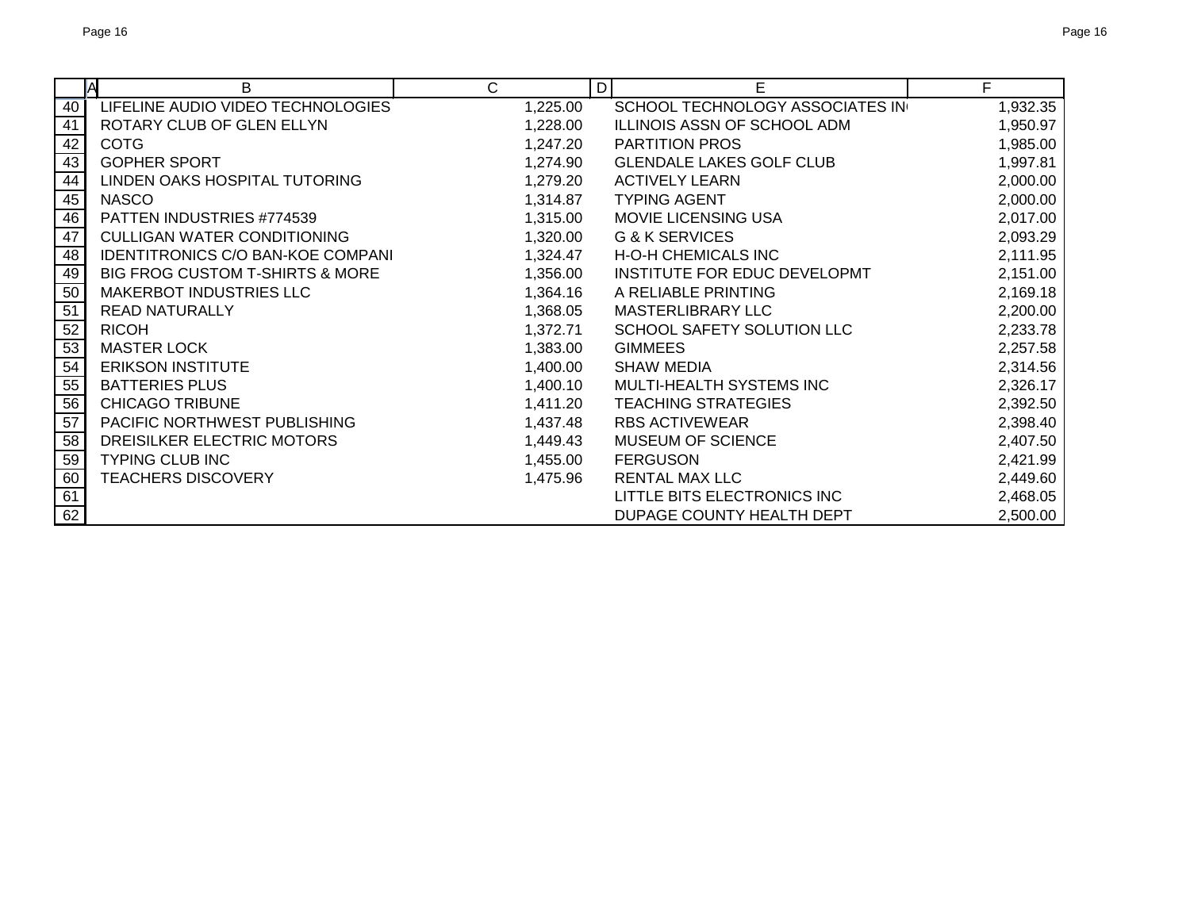| | A | B | C | D | E | F |
|---|---|---|---|---|---|---|
| 40 | | LIFELINE AUDIO VIDEO TECHNOLOGIES | 1,225.00 | | SCHOOL TECHNOLOGY ASSOCIATES IN | 1,932.35 |
| 41 | | ROTARY CLUB OF GLEN ELLYN | 1,228.00 | | ILLINOIS ASSN OF SCHOOL ADM | 1,950.97 |
| 42 | | COTG | 1,247.20 | | PARTITION PROS | 1,985.00 |
| 43 | | GOPHER SPORT | 1,274.90 | | GLENDALE LAKES GOLF CLUB | 1,997.81 |
| 44 | | LINDEN OAKS HOSPITAL TUTORING | 1,279.20 | | ACTIVELY LEARN | 2,000.00 |
| 45 | | NASCO | 1,314.87 | | TYPING AGENT | 2,000.00 |
| 46 | | PATTEN INDUSTRIES #774539 | 1,315.00 | | MOVIE LICENSING USA | 2,017.00 |
| 47 | | CULLIGAN WATER CONDITIONING | 1,320.00 | | G & K SERVICES | 2,093.29 |
| 48 | | IDENTITRONICS C/O BAN-KOE COMPANI | 1,324.47 | | H-O-H CHEMICALS INC | 2,111.95 |
| 49 | | BIG FROG CUSTOM T-SHIRTS & MORE | 1,356.00 | | INSTITUTE FOR EDUC DEVELOPMT | 2,151.00 |
| 50 | | MAKERBOT INDUSTRIES LLC | 1,364.16 | | A RELIABLE PRINTING | 2,169.18 |
| 51 | | READ NATURALLY | 1,368.05 | | MASTERLIBRARY LLC | 2,200.00 |
| 52 | | RICOH | 1,372.71 | | SCHOOL SAFETY SOLUTION LLC | 2,233.78 |
| 53 | | MASTER LOCK | 1,383.00 | | GIMMEES | 2,257.58 |
| 54 | | ERIKSON INSTITUTE | 1,400.00 | | SHAW MEDIA | 2,314.56 |
| 55 | | BATTERIES PLUS | 1,400.10 | | MULTI-HEALTH SYSTEMS INC | 2,326.17 |
| 56 | | CHICAGO TRIBUNE | 1,411.20 | | TEACHING STRATEGIES | 2,392.50 |
| 57 | | PACIFIC NORTHWEST PUBLISHING | 1,437.48 | | RBS ACTIVEWEAR | 2,398.40 |
| 58 | | DREISILKER ELECTRIC MOTORS | 1,449.43 | | MUSEUM OF SCIENCE | 2,407.50 |
| 59 | | TYPING CLUB INC | 1,455.00 | | FERGUSON | 2,421.99 |
| 60 | | TEACHERS DISCOVERY | 1,475.96 | | RENTAL MAX LLC | 2,449.60 |
| 61 | | | | | LITTLE BITS ELECTRONICS INC | 2,468.05 |
| 62 | | | | | DUPAGE COUNTY HEALTH DEPT | 2,500.00 |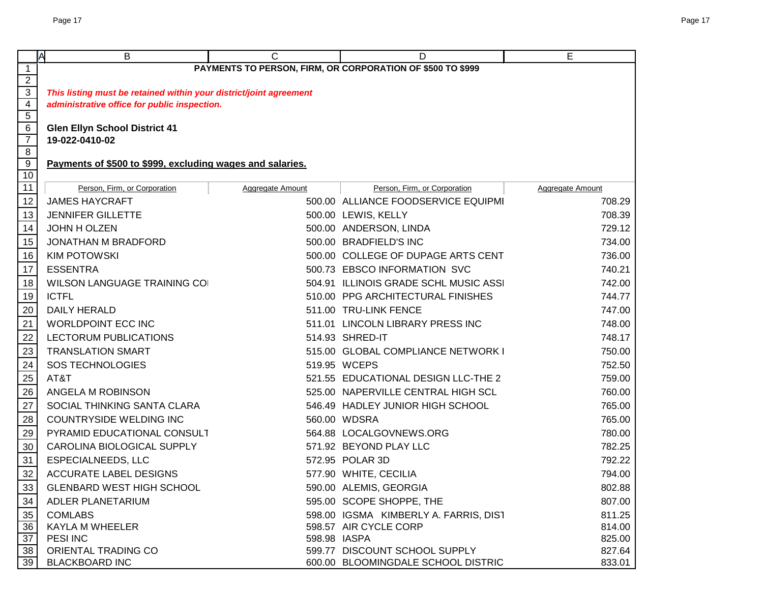**PAYMENTS TO PERSON, FIRM, OR CORPORATION OF $500 TO $999**

***This listing must be retained within your district/joint agreement administrative office for public inspection.***

**Glen Ellyn School District 41**
**19-022-0410-02**

**Payments of $500 to $999, excluding wages and salaries.**

| Person, Firm, or Corporation | Aggregate Amount | Person, Firm, or Corporation | Aggregate Amount |
|---|---|---|---|
| JAMES HAYCRAFT | 500.00 | ALLIANCE FOODSERVICE EQUIPMI | 708.29 |
| JENNIFER GILLETTE | 500.00 | LEWIS, KELLY | 708.39 |
| JOHN H OLZEN | 500.00 | ANDERSON, LINDA | 729.12 |
| JONATHAN M BRADFORD | 500.00 | BRADFIELD'S INC | 734.00 |
| KIM POTOWSKI | 500.00 | COLLEGE OF DUPAGE ARTS CENT | 736.00 |
| ESSENTRA | 500.73 | EBSCO INFORMATION SVC | 740.21 |
| WILSON LANGUAGE TRAINING CO | 504.91 | ILLINOIS GRADE SCHL MUSIC ASSI | 742.00 |
| ICTFL | 510.00 | PPG ARCHITECTURAL FINISHES | 744.77 |
| DAILY HERALD | 511.00 | TRU-LINK FENCE | 747.00 |
| WORLDPOINT ECC INC | 511.01 | LINCOLN LIBRARY PRESS INC | 748.00 |
| LECTORUM PUBLICATIONS | 514.93 | SHRED-IT | 748.17 |
| TRANSLATION SMART | 515.00 | GLOBAL COMPLIANCE NETWORK I | 750.00 |
| SOS TECHNOLOGIES | 519.95 | WCEPS | 752.50 |
| AT&T | 521.55 | EDUCATIONAL DESIGN LLC-THE 2 | 759.00 |
| ANGELA M ROBINSON | 525.00 | NAPERVILLE CENTRAL HIGH SCL | 760.00 |
| SOCIAL THINKING SANTA CLARA | 546.49 | HADLEY JUNIOR HIGH SCHOOL | 765.00 |
| COUNTRYSIDE WELDING INC | 560.00 | WDSRA | 765.00 |
| PYRAMID EDUCATIONAL CONSULT | 564.88 | LOCALGOVNEWS.ORG | 780.00 |
| CAROLINA BIOLOGICAL SUPPLY | 571.92 | BEYOND PLAY LLC | 782.25 |
| ESPECIALNEEDS, LLC | 572.95 | POLAR 3D | 792.22 |
| ACCURATE LABEL DESIGNS | 577.90 | WHITE, CECILIA | 794.00 |
| GLENBARD WEST HIGH SCHOOL | 590.00 | ALEMIS, GEORGIA | 802.88 |
| ADLER PLANETARIUM | 595.00 | SCOPE SHOPPE, THE | 807.00 |
| COMLABS | 598.00 | IGSMA KIMBERLY A. FARRIS, DIST | 811.25 |
| KAYLA M WHEELER | 598.57 | AIR CYCLE CORP | 814.00 |
| PESI INC | 598.98 | IASPA | 825.00 |
| ORIENTAL TRADING CO | 599.77 | DISCOUNT SCHOOL SUPPLY | 827.64 |
| BLACKBOARD INC | 600.00 | BLOOMINGDALE SCHOOL DISTRIC | 833.01 |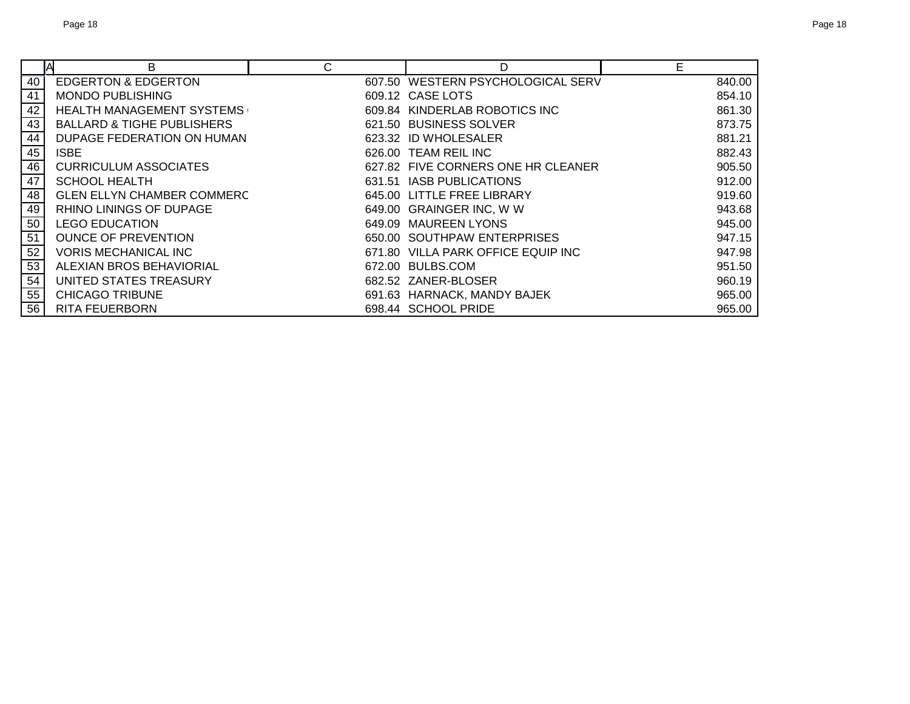| | A | B | C | D | E |
|---|---|---|---|---|---|
| 40 | | EDGERTON & EDGERTON | 607.50 | WESTERN PSYCHOLOGICAL SERV | 840.00 |
| 41 | | MONDO PUBLISHING | 609.12 | CASE LOTS | 854.10 |
| 42 | | HEALTH MANAGEMENT SYSTEMS | 609.84 | KINDERLAB ROBOTICS INC | 861.30 |
| 43 | | BALLARD & TIGHE PUBLISHERS | 621.50 | BUSINESS SOLVER | 873.75 |
| 44 | | DUPAGE FEDERATION ON HUMAN | 623.32 | ID WHOLESALER | 881.21 |
| 45 | | ISBE | 626.00 | TEAM REIL INC | 882.43 |
| 46 | | CURRICULUM ASSOCIATES | 627.82 | FIVE CORNERS ONE HR CLEANER | 905.50 |
| 47 | | SCHOOL HEALTH | 631.51 | IASB PUBLICATIONS | 912.00 |
| 48 | | GLEN ELLYN CHAMBER COMMERC | 645.00 | LITTLE FREE LIBRARY | 919.60 |
| 49 | | RHINO LININGS OF DUPAGE | 649.00 | GRAINGER INC, W W | 943.68 |
| 50 | | LEGO EDUCATION | 649.09 | MAUREEN LYONS | 945.00 |
| 51 | | OUNCE OF PREVENTION | 650.00 | SOUTHPAW ENTERPRISES | 947.15 |
| 52 | | VORIS MECHANICAL INC | 671.80 | VILLA PARK OFFICE EQUIP INC | 947.98 |
| 53 | | ALEXIAN BROS BEHAVIORIAL | 672.00 | BULBS.COM | 951.50 |
| 54 | | UNITED STATES TREASURY | 682.52 | ZANER-BLOSER | 960.19 |
| 55 | | CHICAGO TRIBUNE | 691.63 | HARNACK, MANDY BAJEK | 965.00 |
| 56 | | RITA FEUERBORN | 698.44 | SCHOOL PRIDE | 965.00 |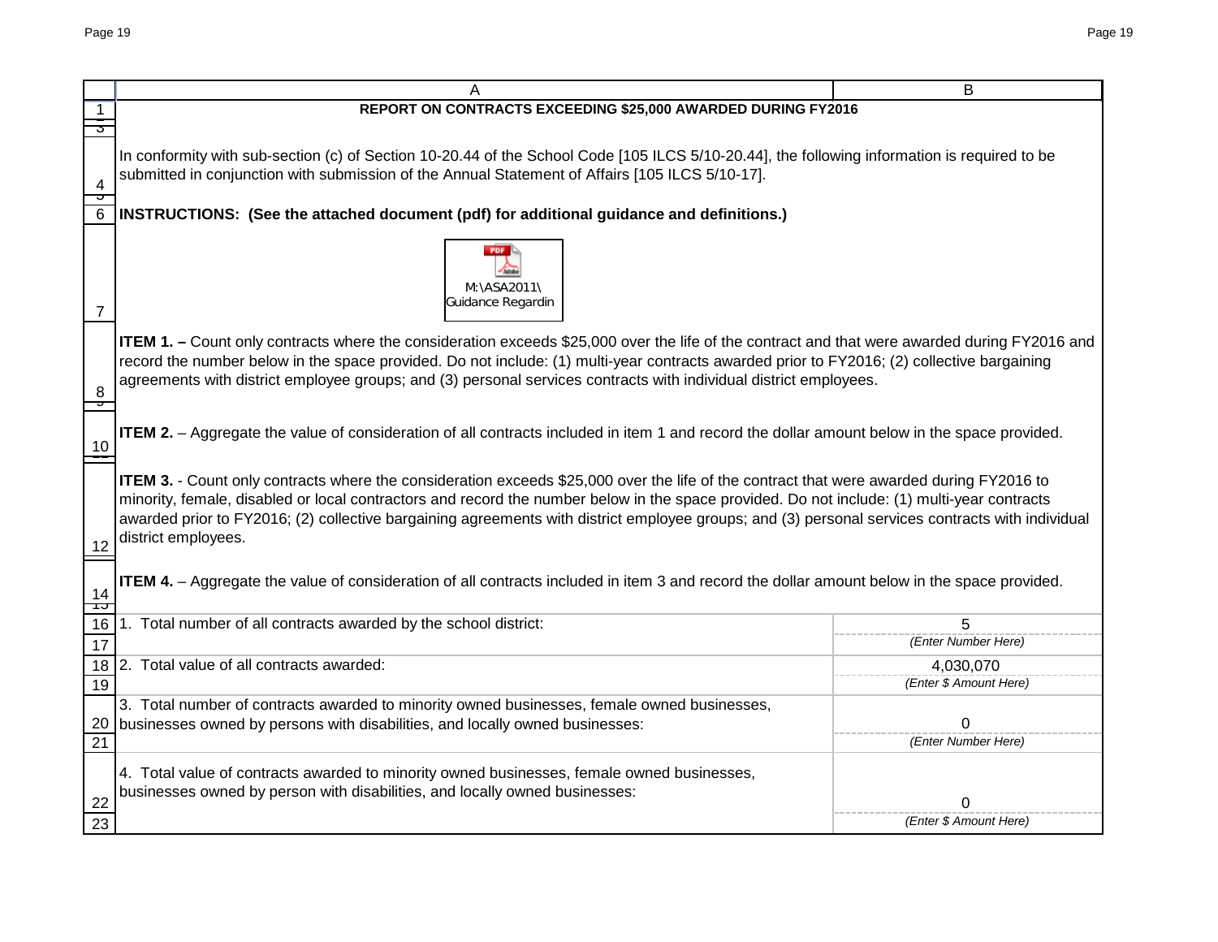# REPORT ON CONTRACTS EXCEEDING $25,000 AWARDED DURING FY2016

In conformity with sub-section (c) of Section 10-20.44 of the School Code [105 ILCS 5/10-20.44], the following information is required to be submitted in conjunction with submission of the Annual Statement of Affairs [105 ILCS 5/10-17].

**INSTRUCTIONS: (See the attached document (pdf) for additional guidance and definitions.)**

M:\ASA2011\ Guidance Regardin

**ITEM 1. –** Count only contracts where the consideration exceeds $25,000 over the life of the contract and that were awarded during FY2016 and record the number below in the space provided. Do not include: (1) multi-year contracts awarded prior to FY2016; (2) collective bargaining agreements with district employee groups; and (3) personal services contracts with individual district employees.

**ITEM 2.** – Aggregate the value of consideration of all contracts included in item 1 and record the dollar amount below in the space provided.

**ITEM 3.** - Count only contracts where the consideration exceeds $25,000 over the life of the contract that were awarded during FY2016 to minority, female, disabled or local contractors and record the number below in the space provided. Do not include: (1) multi-year contracts awarded prior to FY2016; (2) collective bargaining agreements with district employee groups; and (3) personal services contracts with individual district employees.

**ITEM 4.** – Aggregate the value of consideration of all contracts included in item 3 and record the dollar amount below in the space provided.

| | |
|---|---|
| 1. Total number of all contracts awarded by the school district: | 5 *(Enter Number Here)* |
| 2. Total value of all contracts awarded: | 4,030,070 *(Enter $ Amount Here)* |
| 3. Total number of contracts awarded to minority owned businesses, female owned businesses, businesses owned by persons with disabilities, and locally owned businesses: | 0 *(Enter Number Here)* |
| 4. Total value of contracts awarded to minority owned businesses, female owned businesses, businesses owned by person with disabilities, and locally owned businesses: | 0 *(Enter $ Amount Here)* |